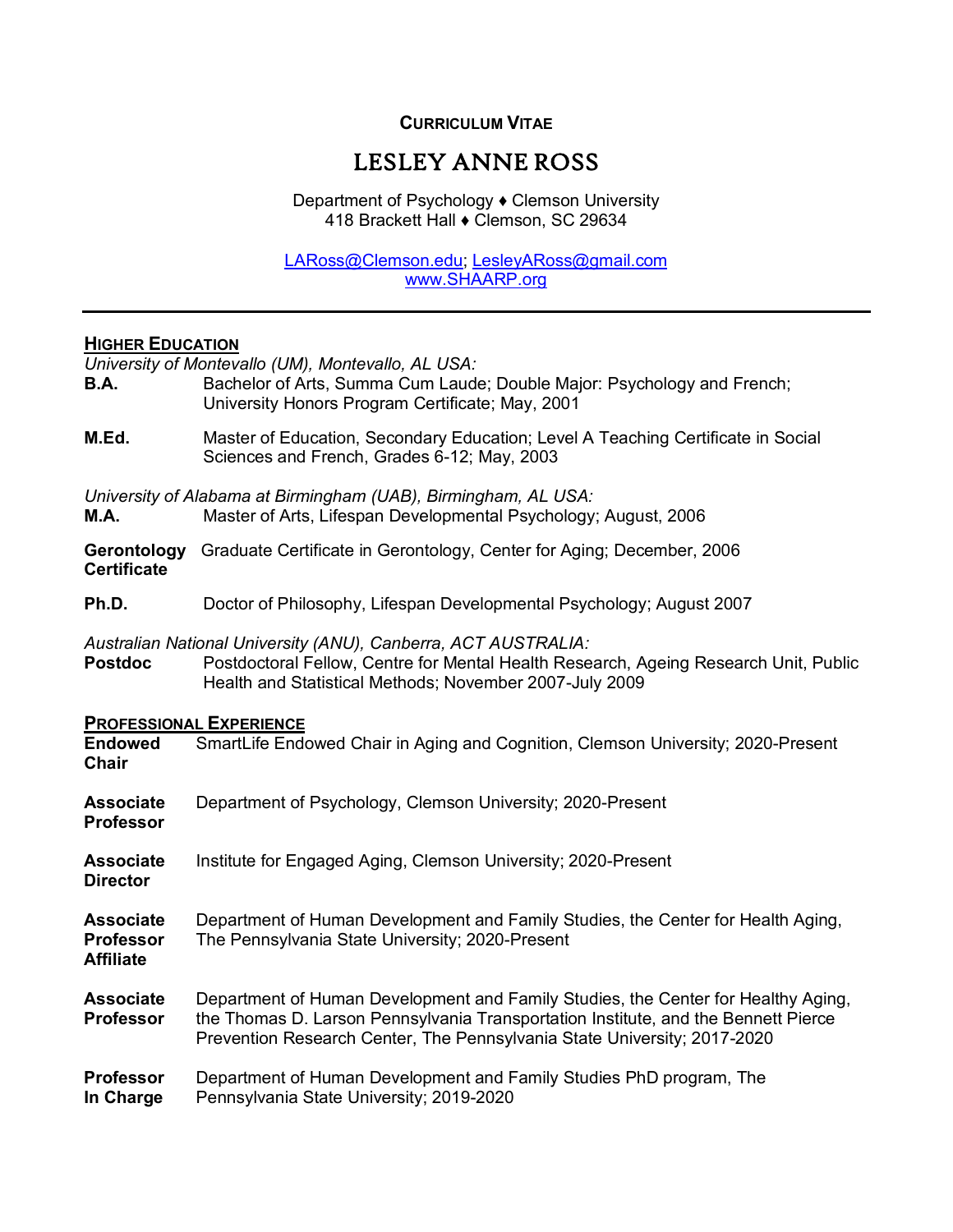**CURRICULUM VITAE**

# LESLEY ANNE ROSS

Department of Psychology ♦ Clemson University
418 Brackett Hall ♦ Clemson, SC 29634

LARoss@Clemson.edu; LesleyARoss@gmail.com
www.SHAARP.org

---

## HIGHER EDUCATION

*University of Montevallo (UM), Montevallo, AL USA:*

**B.A.** Bachelor of Arts, Summa Cum Laude; Double Major: Psychology and French; University Honors Program Certificate; May, 2001

**M.Ed.** Master of Education, Secondary Education; Level A Teaching Certificate in Social Sciences and French, Grades 6-12; May, 2003

*University of Alabama at Birmingham (UAB), Birmingham, AL USA:*

**M.A.** Master of Arts, Lifespan Developmental Psychology; August, 2006

**Gerontology Certificate** Graduate Certificate in Gerontology, Center for Aging; December, 2006

**Ph.D.** Doctor of Philosophy, Lifespan Developmental Psychology; August 2007

*Australian National University (ANU), Canberra, ACT AUSTRALIA:*

**Postdoc** Postdoctoral Fellow, Centre for Mental Health Research, Ageing Research Unit, Public Health and Statistical Methods; November 2007-July 2009

## PROFESSIONAL EXPERIENCE

**Endowed Chair** SmartLife Endowed Chair in Aging and Cognition, Clemson University; 2020-Present

**Associate Professor** Department of Psychology, Clemson University; 2020-Present

**Associate Director** Institute for Engaged Aging, Clemson University; 2020-Present

**Associate Professor Affiliate** Department of Human Development and Family Studies, the Center for Health Aging, The Pennsylvania State University; 2020-Present

**Associate Professor** Department of Human Development and Family Studies, the Center for Healthy Aging, the Thomas D. Larson Pennsylvania Transportation Institute, and the Bennett Pierce Prevention Research Center, The Pennsylvania State University; 2017-2020

**Professor In Charge** Department of Human Development and Family Studies PhD program, The Pennsylvania State University; 2019-2020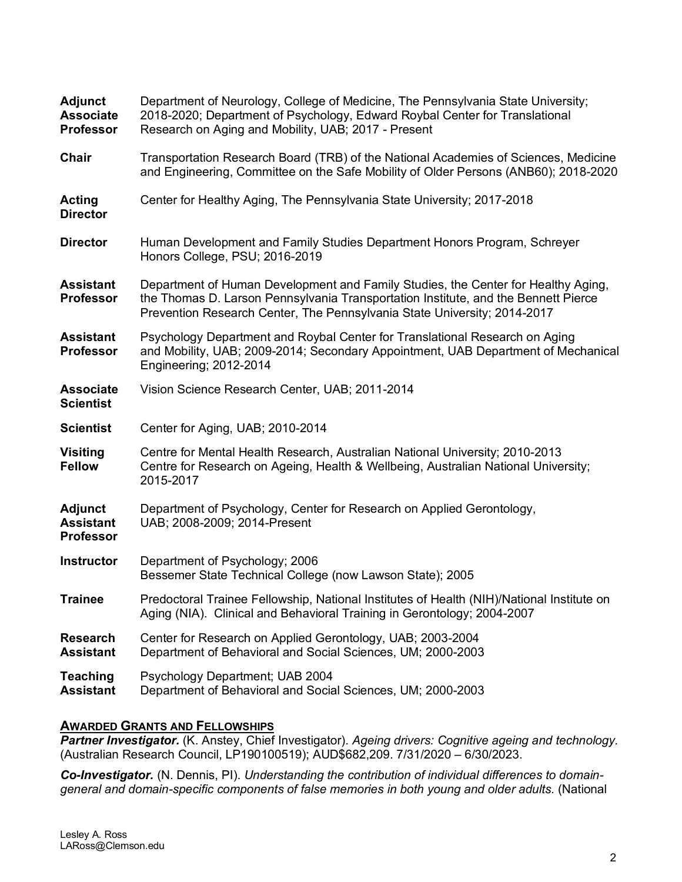**Adjunct Associate Professor** Department of Neurology, College of Medicine, The Pennsylvania State University; 2018-2020; Department of Psychology, Edward Roybal Center for Translational Research on Aging and Mobility, UAB; 2017 - Present

**Chair** Transportation Research Board (TRB) of the National Academies of Sciences, Medicine and Engineering, Committee on the Safe Mobility of Older Persons (ANB60); 2018-2020

**Acting Director** Center for Healthy Aging, The Pennsylvania State University; 2017-2018

**Director** Human Development and Family Studies Department Honors Program, Schreyer Honors College, PSU; 2016-2019

**Assistant Professor** Department of Human Development and Family Studies, the Center for Healthy Aging, the Thomas D. Larson Pennsylvania Transportation Institute, and the Bennett Pierce Prevention Research Center, The Pennsylvania State University; 2014-2017

**Assistant Professor** Psychology Department and Roybal Center for Translational Research on Aging and Mobility, UAB; 2009-2014; Secondary Appointment, UAB Department of Mechanical Engineering; 2012-2014

**Associate Scientist** Vision Science Research Center, UAB; 2011-2014

**Scientist** Center for Aging, UAB; 2010-2014

**Visiting Fellow** Centre for Mental Health Research, Australian National University; 2010-2013
Centre for Research on Ageing, Health & Wellbeing, Australian National University; 2015-2017

**Adjunct Assistant Professor** Department of Psychology, Center for Research on Applied Gerontology, UAB; 2008-2009; 2014-Present

**Instructor** Department of Psychology; 2006
Bessemer State Technical College (now Lawson State); 2005

**Trainee** Predoctoral Trainee Fellowship, National Institutes of Health (NIH)/National Institute on Aging (NIA). Clinical and Behavioral Training in Gerontology; 2004-2007

**Research Assistant** Center for Research on Applied Gerontology, UAB; 2003-2004
Department of Behavioral and Social Sciences, UM; 2000-2003

**Teaching Assistant** Psychology Department; UAB 2004
Department of Behavioral and Social Sciences, UM; 2000-2003

## AWARDED GRANTS AND FELLOWSHIPS

***Partner Investigator.*** (K. Anstey, Chief Investigator). *Ageing drivers: Cognitive ageing and technology.* (Australian Research Council, LP190100519); AUD$682,209. 7/31/2020 – 6/30/2023.

***Co-Investigator.*** (N. Dennis, PI). *Understanding the contribution of individual differences to domain-general and domain-specific components of false memories in both young and older adults.* (National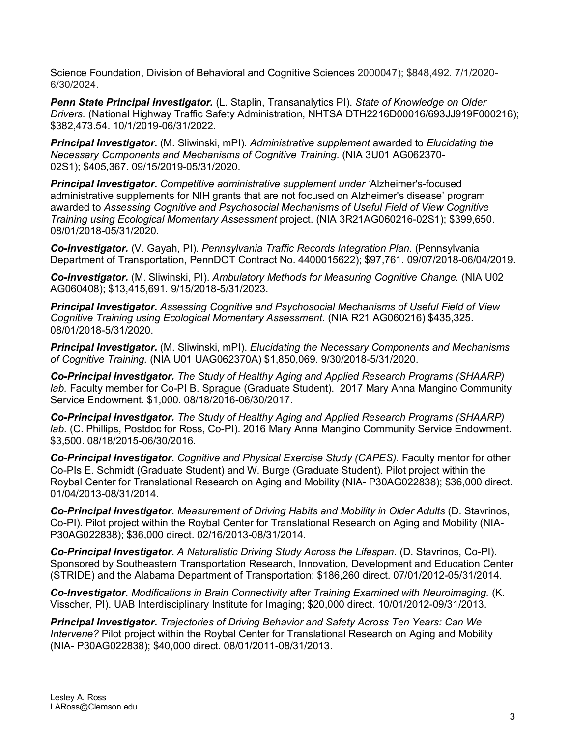Science Foundation, Division of Behavioral and Cognitive Sciences 2000047); $848,492. 7/1/2020-6/30/2024.

***Penn State Principal Investigator.*** (L. Staplin, Transanalytics PI). *State of Knowledge on Older Drivers.* (National Highway Traffic Safety Administration, NHTSA DTH2216D00016/693JJ919F000216); $382,473.54. 10/1/2019-06/31/2022.

***Principal Investigator.*** (M. Sliwinski, mPI). *Administrative supplement* awarded to *Elucidating the Necessary Components and Mechanisms of Cognitive Training.* (NIA 3U01 AG062370-02S1); $405,367. 09/15/2019-05/31/2020.

***Principal Investigator.*** *Competitive administrative supplement under '*Alzheimer's-focused administrative supplements for NIH grants that are not focused on Alzheimer's disease' program awarded to *Assessing Cognitive and Psychosocial Mechanisms of Useful Field of View Cognitive Training using Ecological Momentary Assessment* project. (NIA 3R21AG060216-02S1); $399,650. 08/01/2018-05/31/2020.

***Co-Investigator.*** (V. Gayah, PI). *Pennsylvania Traffic Records Integration Plan.* (Pennsylvania Department of Transportation, PennDOT Contract No. 4400015622); $97,761. 09/07/2018-06/04/2019.

***Co-Investigator.*** (M. Sliwinski, PI). *Ambulatory Methods for Measuring Cognitive Change.* (NIA U02 AG060408); $13,415,691. 9/15/2018-5/31/2023.

***Principal Investigator.*** *Assessing Cognitive and Psychosocial Mechanisms of Useful Field of View Cognitive Training using Ecological Momentary Assessment.* (NIA R21 AG060216) $435,325. 08/01/2018-5/31/2020.

***Principal Investigator.*** (M. Sliwinski, mPI). *Elucidating the Necessary Components and Mechanisms of Cognitive Training.* (NIA U01 UAG062370A) $1,850,069. 9/30/2018-5/31/2020.

***Co-Principal Investigator.*** *The Study of Healthy Aging and Applied Research Programs (SHAARP) lab.* Faculty member for Co-PI B. Sprague (Graduate Student). 2017 Mary Anna Mangino Community Service Endowment. $1,000. 08/18/2016-06/30/2017.

***Co-Principal Investigator.*** *The Study of Healthy Aging and Applied Research Programs (SHAARP) lab.* (C. Phillips, Postdoc for Ross, Co-PI). 2016 Mary Anna Mangino Community Service Endowment. $3,500. 08/18/2015-06/30/2016.

***Co-Principal Investigator.*** *Cognitive and Physical Exercise Study (CAPES).* Faculty mentor for other Co-PIs E. Schmidt (Graduate Student) and W. Burge (Graduate Student). Pilot project within the Roybal Center for Translational Research on Aging and Mobility (NIA- P30AG022838); $36,000 direct. 01/04/2013-08/31/2014.

***Co-Principal Investigator.*** *Measurement of Driving Habits and Mobility in Older Adults* (D. Stavrinos, Co-PI). Pilot project within the Roybal Center for Translational Research on Aging and Mobility (NIA-P30AG022838); $36,000 direct. 02/16/2013-08/31/2014.

***Co-Principal Investigator.*** *A Naturalistic Driving Study Across the Lifespan*. (D. Stavrinos, Co-PI). Sponsored by Southeastern Transportation Research, Innovation, Development and Education Center (STRIDE) and the Alabama Department of Transportation; $186,260 direct. 07/01/2012-05/31/2014.

***Co-Investigator.*** *Modifications in Brain Connectivity after Training Examined with Neuroimaging.* (K. Visscher, PI). UAB Interdisciplinary Institute for Imaging; $20,000 direct. 10/01/2012-09/31/2013.

***Principal Investigator.*** *Trajectories of Driving Behavior and Safety Across Ten Years: Can We Intervene?* Pilot project within the Roybal Center for Translational Research on Aging and Mobility (NIA- P30AG022838); $40,000 direct. 08/01/2011-08/31/2013.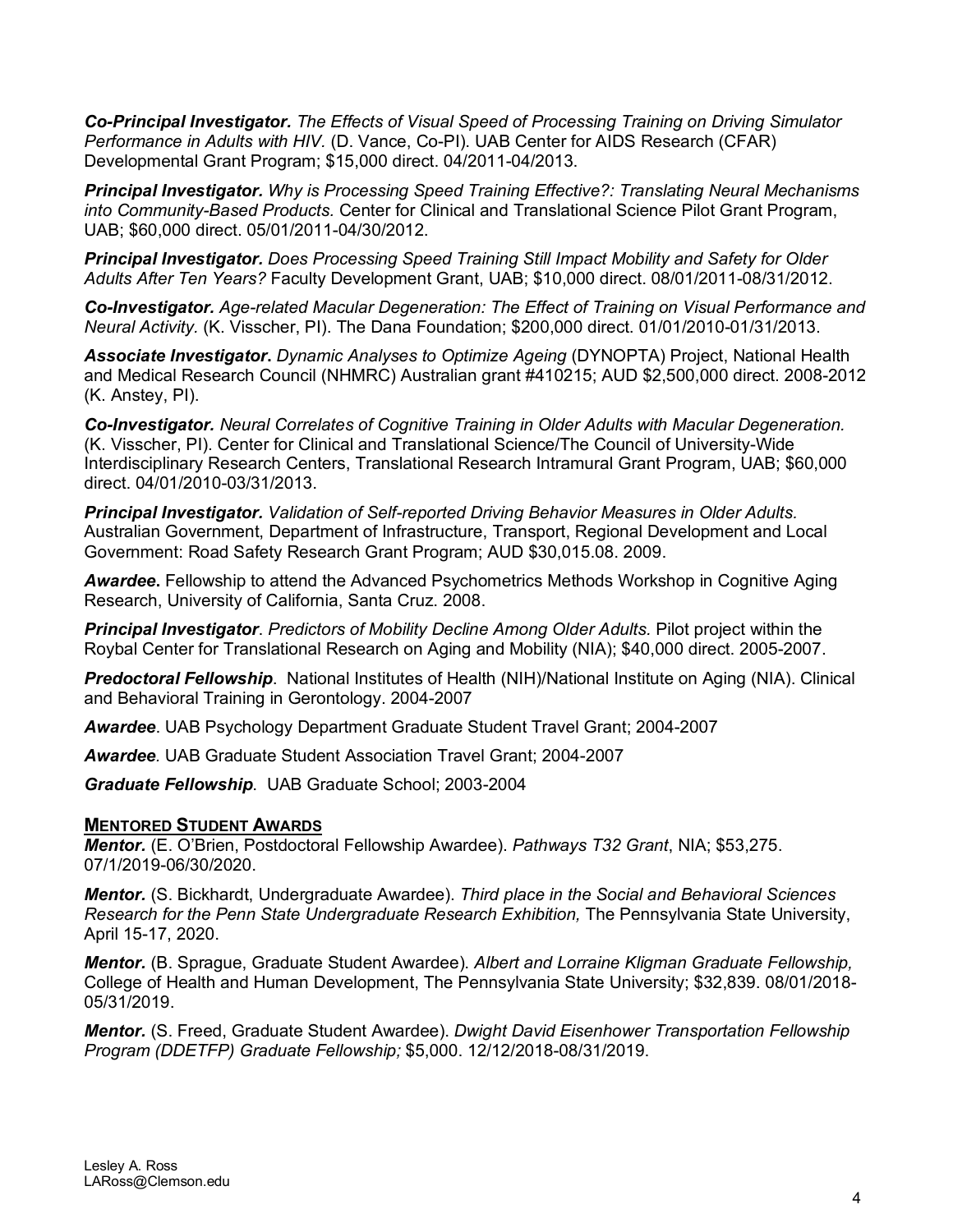***Co-Principal Investigator.*** *The Effects of Visual Speed of Processing Training on Driving Simulator Performance in Adults with HIV.* (D. Vance, Co-PI). UAB Center for AIDS Research (CFAR) Developmental Grant Program; $15,000 direct. 04/2011-04/2013.

***Principal Investigator.*** *Why is Processing Speed Training Effective?: Translating Neural Mechanisms into Community-Based Products.* Center for Clinical and Translational Science Pilot Grant Program, UAB; $60,000 direct. 05/01/2011-04/30/2012.

***Principal Investigator.*** *Does Processing Speed Training Still Impact Mobility and Safety for Older Adults After Ten Years?* Faculty Development Grant, UAB; $10,000 direct. 08/01/2011-08/31/2012.

***Co-Investigator.*** *Age-related Macular Degeneration: The Effect of Training on Visual Performance and Neural Activity.* (K. Visscher, PI). The Dana Foundation; $200,000 direct. 01/01/2010-01/31/2013.

***Associate Investigator.*** *Dynamic Analyses to Optimize Ageing* (DYNOPTA) Project, National Health and Medical Research Council (NHMRC) Australian grant #410215; AUD $2,500,000 direct. 2008-2012 (K. Anstey, PI).

***Co-Investigator.*** *Neural Correlates of Cognitive Training in Older Adults with Macular Degeneration.* (K. Visscher, PI). Center for Clinical and Translational Science/The Council of University-Wide Interdisciplinary Research Centers, Translational Research Intramural Grant Program, UAB; $60,000 direct. 04/01/2010-03/31/2013.

***Principal Investigator.*** *Validation of Self-reported Driving Behavior Measures in Older Adults.* Australian Government, Department of Infrastructure, Transport, Regional Development and Local Government: Road Safety Research Grant Program; AUD $30,015.08. 2009.

***Awardee.*** Fellowship to attend the Advanced Psychometrics Methods Workshop in Cognitive Aging Research, University of California, Santa Cruz. 2008.

***Principal Investigator***. *Predictors of Mobility Decline Among Older Adults.* Pilot project within the Roybal Center for Translational Research on Aging and Mobility (NIA); $40,000 direct. 2005-2007.

***Predoctoral Fellowship***. National Institutes of Health (NIH)/National Institute on Aging (NIA). Clinical and Behavioral Training in Gerontology. 2004-2007

***Awardee***. UAB Psychology Department Graduate Student Travel Grant; 2004-2007

***Awardee***. UAB Graduate Student Association Travel Grant; 2004-2007

***Graduate Fellowship***. UAB Graduate School; 2003-2004

## MENTORED STUDENT AWARDS

***Mentor.*** (E. O'Brien, Postdoctoral Fellowship Awardee). *Pathways T32 Grant*, NIA; $53,275. 07/1/2019-06/30/2020.

***Mentor.*** (S. Bickhardt, Undergraduate Awardee). *Third place in the Social and Behavioral Sciences Research for the Penn State Undergraduate Research Exhibition,* The Pennsylvania State University, April 15-17, 2020.

***Mentor.*** (B. Sprague, Graduate Student Awardee). *Albert and Lorraine Kligman Graduate Fellowship,* College of Health and Human Development, The Pennsylvania State University; $32,839. 08/01/2018-05/31/2019.

***Mentor.*** (S. Freed, Graduate Student Awardee). *Dwight David Eisenhower Transportation Fellowship Program (DDETFP) Graduate Fellowship;* $5,000. 12/12/2018-08/31/2019.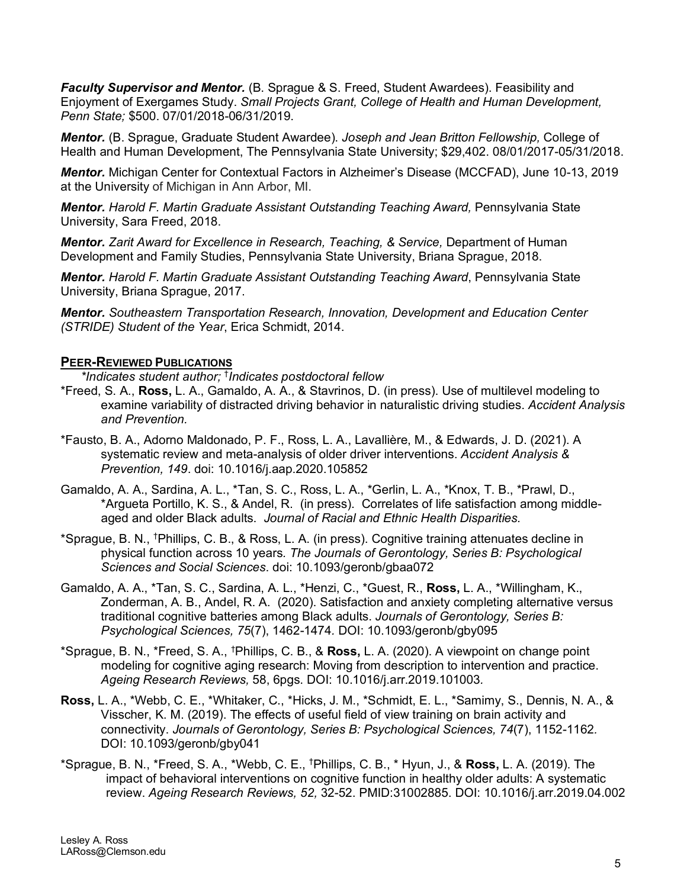***Faculty Supervisor and Mentor.*** (B. Sprague & S. Freed, Student Awardees). Feasibility and Enjoyment of Exergames Study. *Small Projects Grant, College of Health and Human Development, Penn State;* $500. 07/01/2018-06/31/2019.

***Mentor.*** (B. Sprague, Graduate Student Awardee). *Joseph and Jean Britton Fellowship,* College of Health and Human Development, The Pennsylvania State University; $29,402. 08/01/2017-05/31/2018.

***Mentor.*** Michigan Center for Contextual Factors in Alzheimer's Disease (MCCFAD), June 10-13, 2019 at the University of Michigan in Ann Arbor, MI.

***Mentor.*** *Harold F. Martin Graduate Assistant Outstanding Teaching Award,* Pennsylvania State University, Sara Freed, 2018.

***Mentor.*** *Zarit Award for Excellence in Research, Teaching, & Service,* Department of Human Development and Family Studies, Pennsylvania State University, Briana Sprague, 2018.

***Mentor.*** *Harold F. Martin Graduate Assistant Outstanding Teaching Award*, Pennsylvania State University, Briana Sprague, 2017.

***Mentor.*** *Southeastern Transportation Research, Innovation, Development and Education Center (STRIDE) Student of the Year*, Erica Schmidt, 2014.

## PEER-REVIEWED PUBLICATIONS

*\*Indicates student author; †Indicates postdoctoral fellow*

*Freed, S. A., **Ross,** L. A., Gamaldo, A. A., & Stavrinos, D. (in press). Use of multilevel modeling to examine variability of distracted driving behavior in naturalistic driving studies. *Accident Analysis and Prevention.*

*Fausto, B. A., Adorno Maldonado, P. F., Ross, L. A., Lavallière, M., & Edwards, J. D. (2021). A systematic review and meta-analysis of older driver interventions. *Accident Analysis & Prevention, 149*. doi: 10.1016/j.aap.2020.105852

Gamaldo, A. A., Sardina, A. L., *Tan, S. C., Ross, L. A., *Gerlin, L. A., *Knox, T. B., *Prawl, D., *Argueta Portillo, K. S., & Andel, R. (in press). Correlates of life satisfaction among middle-aged and older Black adults. *Journal of Racial and Ethnic Health Disparities.*

*Sprague, B. N., †Phillips, C. B., & Ross, L. A. (in press). Cognitive training attenuates decline in physical function across 10 years*. The Journals of Gerontology, Series B: Psychological Sciences and Social Sciences*. doi: 10.1093/geronb/gbaa072

Gamaldo, A. A., *Tan, S. C., Sardina, A. L., *Henzi, C., *Guest, R., **Ross,** L. A., *Willingham, K., Zonderman, A. B., Andel, R. A. (2020). Satisfaction and anxiety completing alternative versus traditional cognitive batteries among Black adults. *Journals of Gerontology, Series B: Psychological Sciences, 75*(7), 1462-1474*.* DOI: 10.1093/geronb/gby095

*Sprague, B. N., *Freed, S. A., †Phillips, C. B., & **Ross,** L. A. (2020). A viewpoint on change point modeling for cognitive aging research: Moving from description to intervention and practice. *Ageing Research Reviews,* 58, 6pgs. DOI: 10.1016/j.arr.2019.101003*.*

**Ross,** L. A., *Webb, C. E., *Whitaker, C., *Hicks, J. M., *Schmidt, E. L., *Samimy, S., Dennis, N. A., & Visscher, K. M. (2019). The effects of useful field of view training on brain activity and connectivity. *Journals of Gerontology, Series B: Psychological Sciences, 74*(7), 1152-1162*.* DOI: 10.1093/geronb/gby041

*Sprague, B. N., *Freed, S. A., *Webb, C. E., †Phillips, C. B., * Hyun, J., & **Ross,** L. A. (2019). The impact of behavioral interventions on cognitive function in healthy older adults: A systematic review. *Ageing Research Reviews, 52,* 32-52. PMID:31002885. DOI: 10.1016/j.arr.2019.04.002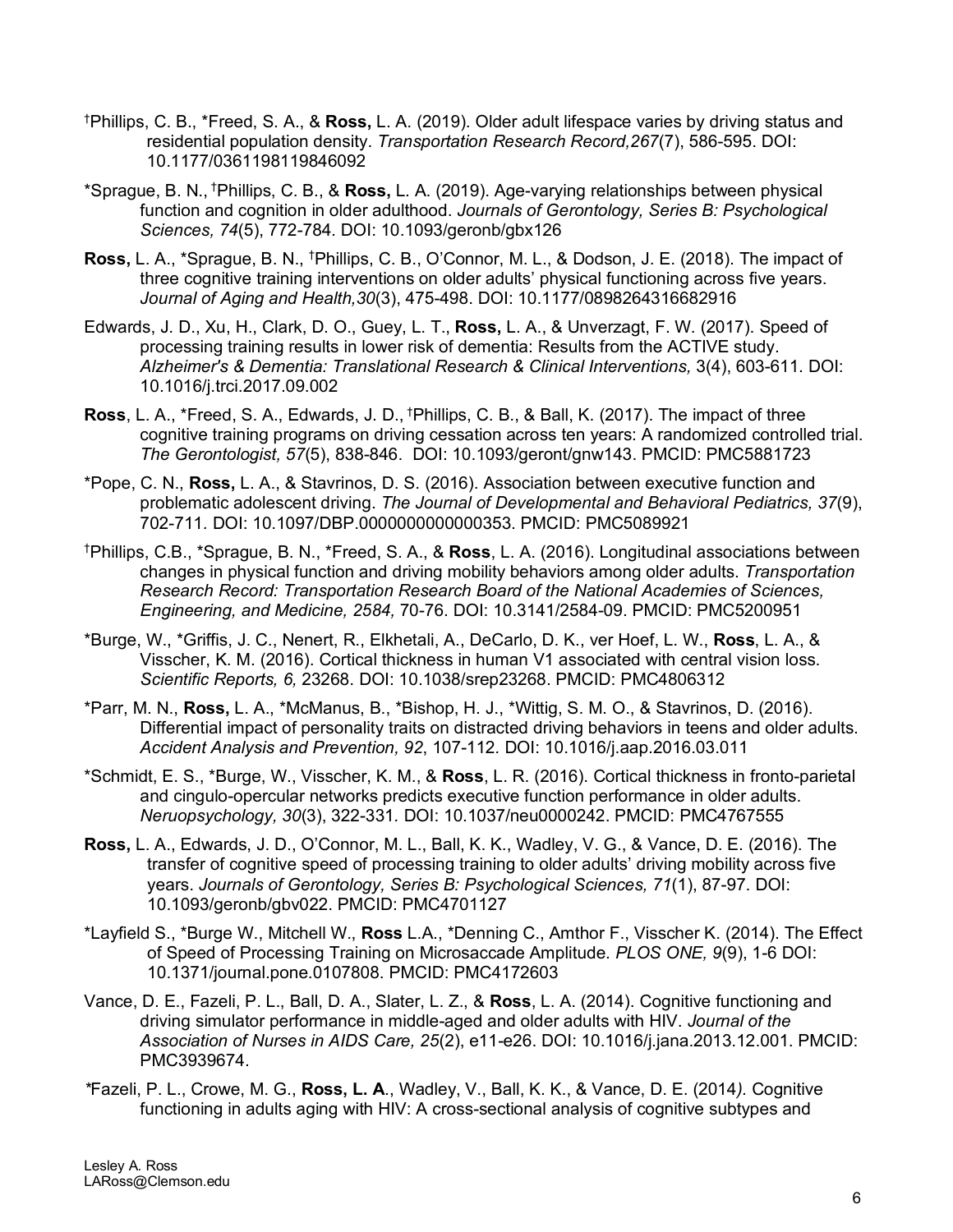[†]Phillips, C. B., *Freed, S. A., & **Ross,** L. A. (2019). Older adult lifespace varies by driving status and residential population density. *Transportation Research Record,267*(7), 586-595. DOI: 10.1177/0361198119846092

*Sprague, B. N., [†]Phillips, C. B., & **Ross,** L. A. (2019). Age-varying relationships between physical function and cognition in older adulthood. *Journals of Gerontology, Series B: Psychological Sciences, 74*(5), 772-784. DOI: 10.1093/geronb/gbx126

**Ross,** L. A., *Sprague, B. N., [†]Phillips, C. B., O'Connor, M. L., & Dodson, J. E. (2018). The impact of three cognitive training interventions on older adults' physical functioning across five years. *Journal of Aging and Health,30*(3), 475-498. DOI: 10.1177/0898264316682916

Edwards, J. D., Xu, H., Clark, D. O., Guey, L. T., **Ross,** L. A., & Unverzagt, F. W. (2017). Speed of processing training results in lower risk of dementia: Results from the ACTIVE study. *Alzheimer's & Dementia: Translational Research & Clinical Interventions,* 3(4), 603-611. DOI: 10.1016/j.trci.2017.09.002

**Ross**, L. A., *Freed, S. A., Edwards, J. D., [†]Phillips, C. B., & Ball, K. (2017). The impact of three cognitive training programs on driving cessation across ten years: A randomized controlled trial. *The Gerontologist, 57*(5), 838-846. DOI: 10.1093/geront/gnw143. PMCID: PMC5881723

*Pope, C. N., **Ross,** L. A., & Stavrinos, D. S. (2016). Association between executive function and problematic adolescent driving. *The Journal of Developmental and Behavioral Pediatrics, 37*(9), 702-711. DOI: 10.1097/DBP.0000000000000353. PMCID: PMC5089921

[†]Phillips, C.B., *Sprague, B. N., *Freed, S. A., & **Ross**, L. A. (2016). Longitudinal associations between changes in physical function and driving mobility behaviors among older adults. *Transportation Research Record: Transportation Research Board of the National Academies of Sciences, Engineering, and Medicine, 2584,* 70-76. DOI: 10.3141/2584-09. PMCID: PMC5200951

*Burge, W., *Griffis, J. C., Nenert, R., Elkhetali, A., DeCarlo, D. K., ver Hoef, L. W., **Ross**, L. A., & Visscher, K. M. (2016). Cortical thickness in human V1 associated with central vision loss. *Scientific Reports, 6,* 23268. DOI: 10.1038/srep23268. PMCID: PMC4806312

*Parr, M. N., **Ross,** L. A., *McManus, B., *Bishop, H. J., *Wittig, S. M. O., & Stavrinos, D. (2016). Differential impact of personality traits on distracted driving behaviors in teens and older adults. *Accident Analysis and Prevention, 92*, 107-112. DOI: 10.1016/j.aap.2016.03.011

*Schmidt, E. S., *Burge, W., Visscher, K. M., & **Ross**, L. R. (2016). Cortical thickness in fronto-parietal and cingulo-opercular networks predicts executive function performance in older adults. *Neruopsychology, 30*(3), 322-331. DOI: 10.1037/neu0000242. PMCID: PMC4767555

**Ross,** L. A., Edwards, J. D., O'Connor, M. L., Ball, K. K., Wadley, V. G., & Vance, D. E. (2016). The transfer of cognitive speed of processing training to older adults' driving mobility across five years. *Journals of Gerontology, Series B: Psychological Sciences, 71*(1), 87-97. DOI: 10.1093/geronb/gbv022. PMCID: PMC4701127

*Layfield S., *Burge W., Mitchell W., **Ross** L.A., *Denning C., Amthor F., Visscher K. (2014). The Effect of Speed of Processing Training on Microsaccade Amplitude. *PLOS ONE, 9*(9), 1-6 DOI: 10.1371/journal.pone.0107808. PMCID: PMC4172603

Vance, D. E., Fazeli, P. L., Ball, D. A., Slater, L. Z., & **Ross**, L. A. (2014). Cognitive functioning and driving simulator performance in middle-aged and older adults with HIV. *Journal of the Association of Nurses in AIDS Care, 25*(2), e11-e26. DOI: 10.1016/j.jana.2013.12.001. PMCID: PMC3939674.

*Fazeli, P. L., Crowe, M. G., **Ross, L. A**., Wadley, V., Ball, K. K., & Vance, D. E. (2014). Cognitive functioning in adults aging with HIV: A cross-sectional analysis of cognitive subtypes and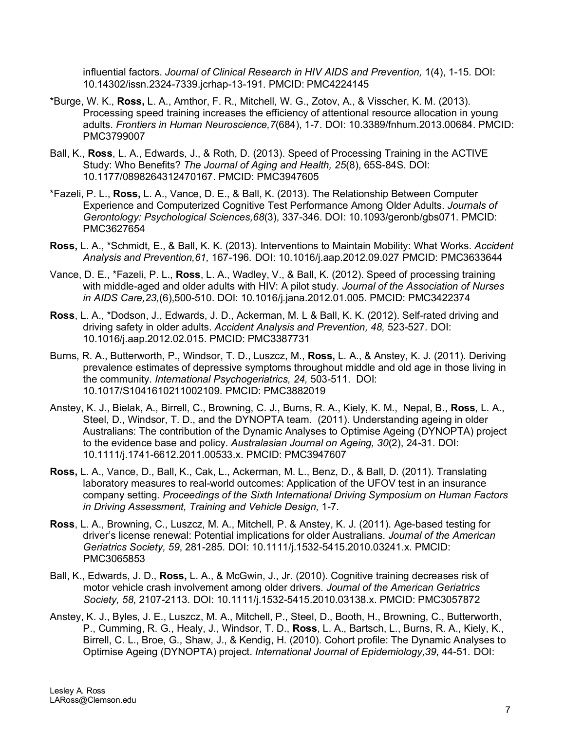influential factors. *Journal of Clinical Research in HIV AIDS and Prevention,* 1(4), 1-15. DOI: 10.14302/issn.2324-7339.jcrhap-13-191. PMCID: PMC4224145

*Burge, W. K., **Ross,** L. A., Amthor, F. R., Mitchell, W. G., Zotov, A., & Visscher, K. M. (2013). Processing speed training increases the efficiency of attentional resource allocation in young adults. *Frontiers in Human Neuroscience,7*(684), 1-7. DOI: 10.3389/fnhum.2013.00684. PMCID: PMC3799007

Ball, K., **Ross**, L. A., Edwards, J., & Roth, D. (2013). Speed of Processing Training in the ACTIVE Study: Who Benefits? *The Journal of Aging and Health, 25*(8), 65S-84S. DOI: 10.1177/0898264312470167. PMCID: PMC3947605

*Fazeli, P. L., **Ross,** L. A., Vance, D. E., & Ball, K. (2013). The Relationship Between Computer Experience and Computerized Cognitive Test Performance Among Older Adults. *Journals of Gerontology: Psychological Sciences,68*(3), 337-346. DOI: 10.1093/geronb/gbs071. PMCID: PMC3627654

**Ross,** L. A., *Schmidt, E., & Ball, K. K. (2013). Interventions to Maintain Mobility: What Works. *Accident Analysis and Prevention,61,* 167-196. DOI: 10.1016/j.aap.2012.09.027 PMCID: PMC3633644

Vance, D. E., *Fazeli, P. L., **Ross**, L. A., Wadley, V., & Ball, K. (2012). Speed of processing training with middle-aged and older adults with HIV: A pilot study. *Journal of the Association of Nurses in AIDS Care,23,*(6),500-510. DOI: 10.1016/j.jana.2012.01.005. PMCID: PMC3422374

**Ross**, L. A., *Dodson, J., Edwards, J. D., Ackerman, M. L & Ball, K. K. (2012). Self-rated driving and driving safety in older adults. *Accident Analysis and Prevention, 48,* 523-527. DOI: 10.1016/j.aap.2012.02.015. PMCID: PMC3387731

Burns, R. A., Butterworth, P., Windsor, T. D., Luszcz, M., **Ross,** L. A., & Anstey, K. J. (2011). Deriving prevalence estimates of depressive symptoms throughout middle and old age in those living in the community. *International Psychogeriatrics, 24,* 503-511. DOI: 10.1017/S1041610211002109. PMCID: PMC3882019

Anstey, K. J., Bielak, A., Birrell, C., Browning, C. J., Burns, R. A., Kiely, K. M., Nepal, B., **Ross**, L. A., Steel, D., Windsor, T. D., and the DYNOPTA team. (2011). Understanding ageing in older Australians: The contribution of the Dynamic Analyses to Optimise Ageing (DYNOPTA) project to the evidence base and policy. *Australasian Journal on Ageing, 30*(2), 24-31. DOI: 10.1111/j.1741-6612.2011.00533.x. PMCID: PMC3947607

**Ross,** L. A., Vance, D., Ball, K., Cak, L., Ackerman, M. L., Benz, D., & Ball, D. (2011). Translating laboratory measures to real-world outcomes: Application of the UFOV test in an insurance company setting. *Proceedings of the Sixth International Driving Symposium on Human Factors in Driving Assessment, Training and Vehicle Design,* 1-7.

**Ross**, L. A., Browning, C., Luszcz, M. A., Mitchell, P. & Anstey, K. J. (2011). Age-based testing for driver's license renewal: Potential implications for older Australians. *Journal of the American Geriatrics Society, 59*, 281-285. DOI: 10.1111/j.1532-5415.2010.03241.x. PMCID: PMC3065853

Ball, K., Edwards, J. D., **Ross,** L. A., & McGwin, J., Jr. (2010). Cognitive training decreases risk of motor vehicle crash involvement among older drivers. *Journal of the American Geriatrics Society, 58*, 2107-2113. DOI: 10.1111/j.1532-5415.2010.03138.x. PMCID: PMC3057872

Anstey, K. J., Byles, J. E., Luszcz, M. A., Mitchell, P., Steel, D., Booth, H., Browning, C., Butterworth, P., Cumming, R. G., Healy, J., Windsor, T. D., **Ross**, L. A., Bartsch, L., Burns, R. A., Kiely, K., Birrell, C. L., Broe, G., Shaw, J., & Kendig, H. (2010). Cohort profile: The Dynamic Analyses to Optimise Ageing (DYNOPTA) project. *International Journal of Epidemiology,39*, 44-51. DOI: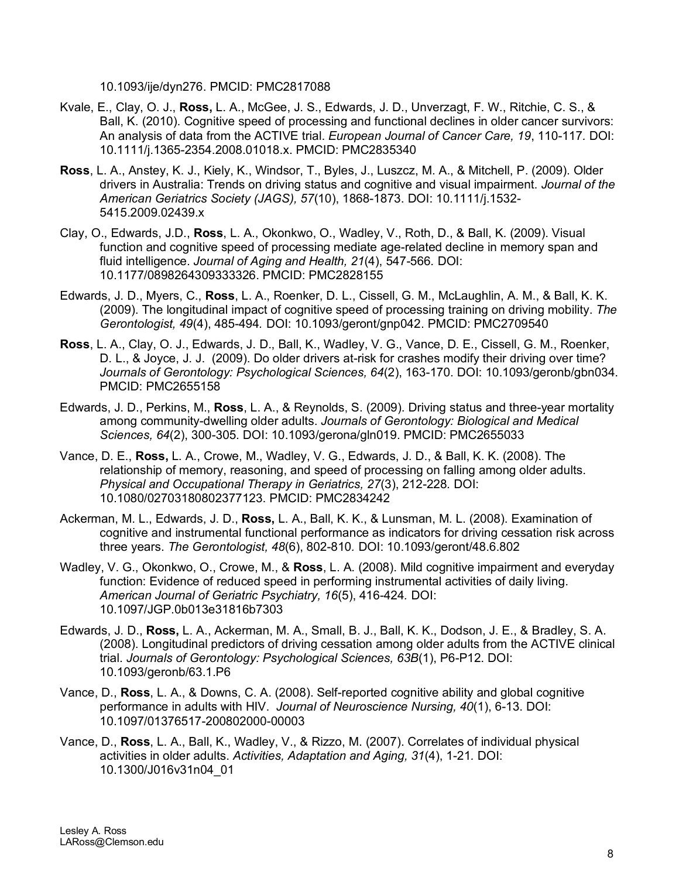10.1093/ije/dyn276. PMCID: PMC2817088

Kvale, E., Clay, O. J., **Ross,** L. A., McGee, J. S., Edwards, J. D., Unverzagt, F. W., Ritchie, C. S., & Ball, K. (2010). Cognitive speed of processing and functional declines in older cancer survivors: An analysis of data from the ACTIVE trial. *European Journal of Cancer Care, 19*, 110-117. DOI: 10.1111/j.1365-2354.2008.01018.x. PMCID: PMC2835340

**Ross**, L. A., Anstey, K. J., Kiely, K., Windsor, T., Byles, J., Luszcz, M. A., & Mitchell, P. (2009). Older drivers in Australia: Trends on driving status and cognitive and visual impairment. *Journal of the American Geriatrics Society (JAGS), 57*(10), 1868-1873. DOI: 10.1111/j.1532-5415.2009.02439.x

Clay, O., Edwards, J.D., **Ross**, L. A., Okonkwo, O., Wadley, V., Roth, D., & Ball, K. (2009). Visual function and cognitive speed of processing mediate age-related decline in memory span and fluid intelligence. *Journal of Aging and Health, 21*(4), 547-566. DOI: 10.1177/0898264309333326. PMCID: PMC2828155

Edwards, J. D., Myers, C., **Ross**, L. A., Roenker, D. L., Cissell, G. M., McLaughlin, A. M., & Ball, K. K. (2009). The longitudinal impact of cognitive speed of processing training on driving mobility. *The Gerontologist, 49*(4), 485-494. DOI: 10.1093/geront/gnp042. PMCID: PMC2709540

**Ross**, L. A., Clay, O. J., Edwards, J. D., Ball, K., Wadley, V. G., Vance, D. E., Cissell, G. M., Roenker, D. L., & Joyce, J. J. (2009). Do older drivers at-risk for crashes modify their driving over time? *Journals of Gerontology: Psychological Sciences, 64*(2), 163-170. DOI: 10.1093/geronb/gbn034. PMCID: PMC2655158

Edwards, J. D., Perkins, M., **Ross**, L. A., & Reynolds, S. (2009). Driving status and three-year mortality among community-dwelling older adults. *Journals of Gerontology: Biological and Medical Sciences, 64*(2), 300-305. DOI: 10.1093/gerona/gln019. PMCID: PMC2655033

Vance, D. E., **Ross,** L. A., Crowe, M., Wadley, V. G., Edwards, J. D., & Ball, K. K. (2008). The relationship of memory, reasoning, and speed of processing on falling among older adults. *Physical and Occupational Therapy in Geriatrics, 27*(3), 212-228. DOI: 10.1080/02703180802377123. PMCID: PMC2834242

Ackerman, M. L., Edwards, J. D., **Ross,** L. A., Ball, K. K., & Lunsman, M. L. (2008). Examination of cognitive and instrumental functional performance as indicators for driving cessation risk across three years. *The Gerontologist, 48*(6), 802-810. DOI: 10.1093/geront/48.6.802

Wadley, V. G., Okonkwo, O., Crowe, M., & **Ross**, L. A. (2008). Mild cognitive impairment and everyday function: Evidence of reduced speed in performing instrumental activities of daily living. *American Journal of Geriatric Psychiatry, 16*(5), 416-424. DOI: 10.1097/JGP.0b013e31816b7303

Edwards, J. D., **Ross,** L. A., Ackerman, M. A., Small, B. J., Ball, K. K., Dodson, J. E., & Bradley, S. A. (2008). Longitudinal predictors of driving cessation among older adults from the ACTIVE clinical trial. *Journals of Gerontology: Psychological Sciences, 63B*(1), P6-P12. DOI: 10.1093/geronb/63.1.P6

Vance, D., **Ross**, L. A., & Downs, C. A. (2008). Self-reported cognitive ability and global cognitive performance in adults with HIV. *Journal of Neuroscience Nursing, 40*(1), 6-13. DOI: 10.1097/01376517-200802000-00003

Vance, D., **Ross**, L. A., Ball, K., Wadley, V., & Rizzo, M. (2007). Correlates of individual physical activities in older adults. *Activities, Adaptation and Aging, 31*(4), 1-21. DOI: 10.1300/J016v31n04_01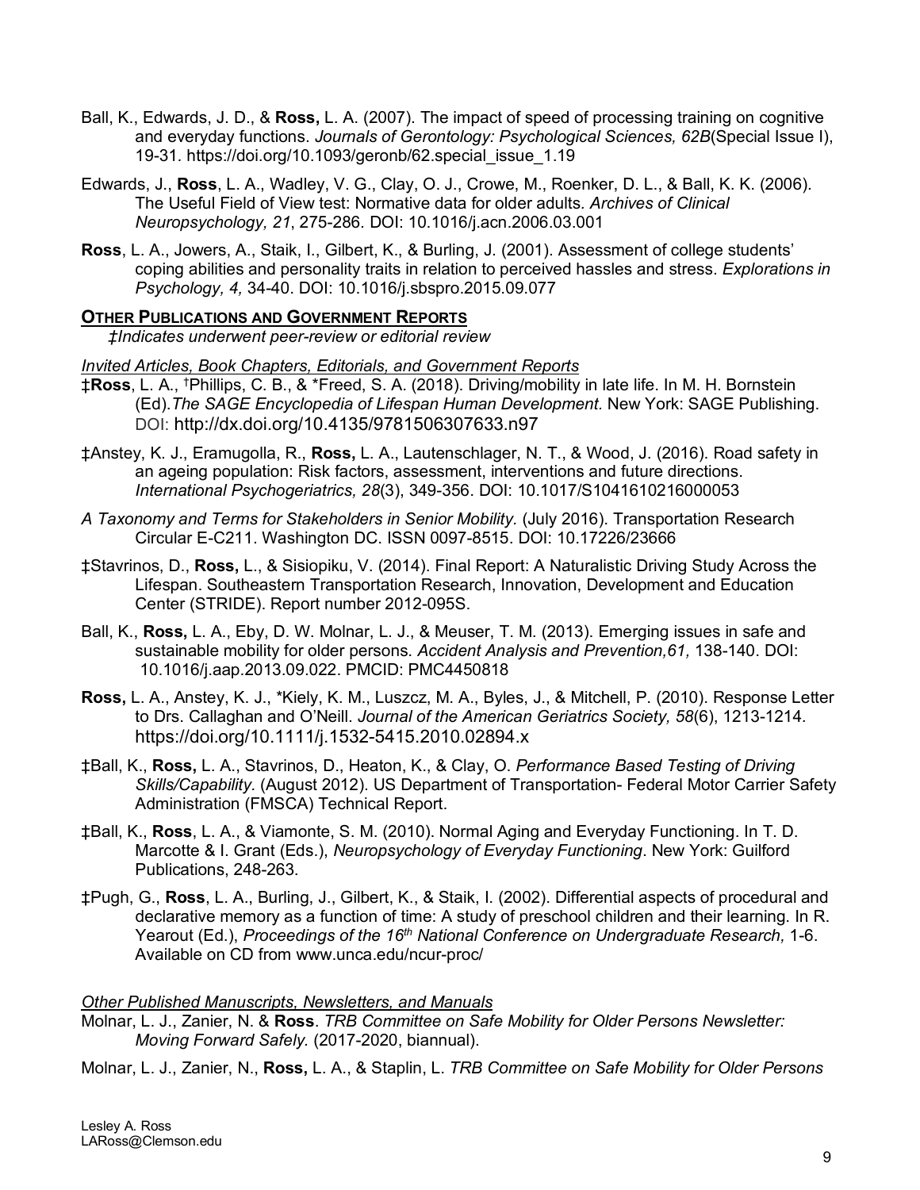Ball, K., Edwards, J. D., & **Ross,** L. A. (2007). The impact of speed of processing training on cognitive and everyday functions. *Journals of Gerontology: Psychological Sciences, 62B*(Special Issue I), 19-31. https://doi.org/10.1093/geronb/62.special_issue_1.19

Edwards, J., **Ross**, L. A., Wadley, V. G., Clay, O. J., Crowe, M., Roenker, D. L., & Ball, K. K. (2006). The Useful Field of View test: Normative data for older adults. *Archives of Clinical Neuropsychology, 21*, 275-286. DOI: 10.1016/j.acn.2006.03.001

**Ross**, L. A., Jowers, A., Staik, I., Gilbert, K., & Burling, J. (2001). Assessment of college students' coping abilities and personality traits in relation to perceived hassles and stress. *Explorations in Psychology, 4,* 34-40. DOI: 10.1016/j.sbspro.2015.09.077

## OTHER PUBLICATIONS AND GOVERNMENT REPORTS

*‡Indicates underwent peer-review or editorial review*

*Invited Articles, Book Chapters, Editorials, and Government Reports*

‡**Ross**, L. A., [†]Phillips, C. B., & *Freed, S. A. (2018). Driving/mobility in late life. In M. H. Bornstein (Ed).*The SAGE Encyclopedia of Lifespan Human Development.* New York: SAGE Publishing. DOI: http://dx.doi.org/10.4135/9781506307633.n97

‡Anstey, K. J., Eramugolla, R., **Ross,** L. A., Lautenschlager, N. T., & Wood, J. (2016). Road safety in an ageing population: Risk factors, assessment, interventions and future directions. *International Psychogeriatrics, 28*(3), 349-356. DOI: 10.1017/S1041610216000053

*A Taxonomy and Terms for Stakeholders in Senior Mobility.* (July 2016). Transportation Research Circular E-C211. Washington DC. ISSN 0097-8515. DOI: 10.17226/23666

‡Stavrinos, D., **Ross,** L., & Sisiopiku, V. (2014). Final Report: A Naturalistic Driving Study Across the Lifespan. Southeastern Transportation Research, Innovation, Development and Education Center (STRIDE). Report number 2012-095S.

Ball, K., **Ross,** L. A., Eby, D. W. Molnar, L. J., & Meuser, T. M. (2013). Emerging issues in safe and sustainable mobility for older persons. *Accident Analysis and Prevention,61,* 138-140. DOI: 10.1016/j.aap.2013.09.022. PMCID: PMC4450818

**Ross,** L. A., Anstey, K. J., *Kiely, K. M., Luszcz, M. A., Byles, J., & Mitchell, P. (2010). Response Letter to Drs. Callaghan and O'Neill. *Journal of the American Geriatrics Society, 58*(6), 1213-1214. https://doi.org/10.1111/j.1532-5415.2010.02894.x

‡Ball, K., **Ross,** L. A., Stavrinos, D., Heaton, K., & Clay, O. *Performance Based Testing of Driving Skills/Capability.* (August 2012). US Department of Transportation- Federal Motor Carrier Safety Administration (FMSCA) Technical Report.

‡Ball, K., **Ross**, L. A., & Viamonte, S. M. (2010). Normal Aging and Everyday Functioning. In T. D. Marcotte & I. Grant (Eds.), *Neuropsychology of Everyday Functioning*. New York: Guilford Publications, 248-263.

‡Pugh, G., **Ross**, L. A., Burling, J., Gilbert, K., & Staik, I. (2002). Differential aspects of procedural and declarative memory as a function of time: A study of preschool children and their learning. In R. Yearout (Ed.), *Proceedings of the 16th National Conference on Undergraduate Research,* 1-6. Available on CD from www.unca.edu/ncur-proc/

*Other Published Manuscripts, Newsletters, and Manuals*

Molnar, L. J., Zanier, N. & **Ross**. *TRB Committee on Safe Mobility for Older Persons Newsletter: Moving Forward Safely.* (2017-2020, biannual).

Molnar, L. J., Zanier, N., **Ross,** L. A., & Staplin, L. *TRB Committee on Safe Mobility for Older Persons*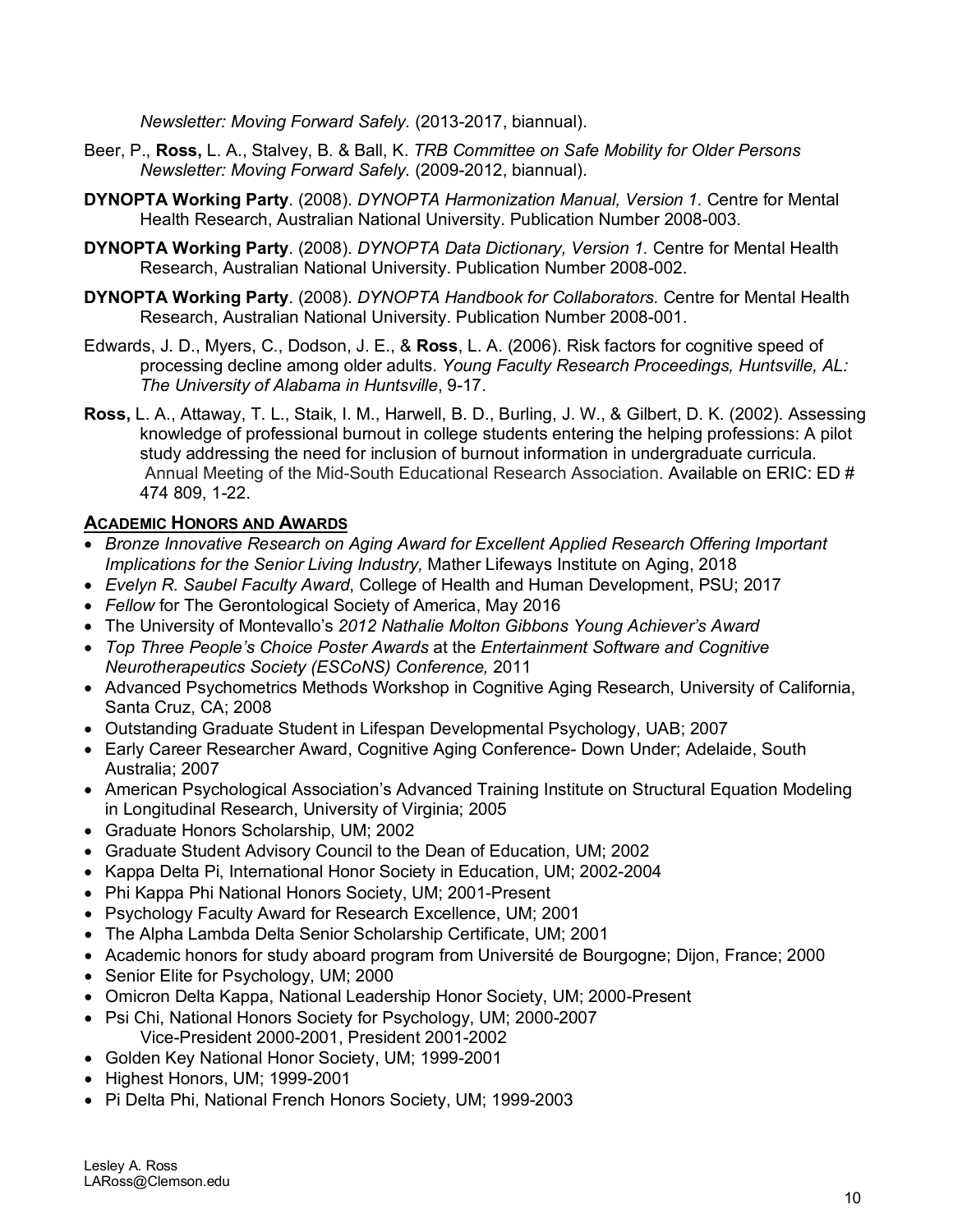*Newsletter: Moving Forward Safely.* (2013-2017, biannual).

Beer, P., **Ross,** L. A., Stalvey, B. & Ball, K. *TRB Committee on Safe Mobility for Older Persons Newsletter: Moving Forward Safely.* (2009-2012, biannual).

**DYNOPTA Working Party**. (2008). *DYNOPTA Harmonization Manual, Version 1.* Centre for Mental Health Research, Australian National University. Publication Number 2008-003.

**DYNOPTA Working Party**. (2008). *DYNOPTA Data Dictionary, Version 1.* Centre for Mental Health Research, Australian National University. Publication Number 2008-002.

**DYNOPTA Working Party**. (2008). *DYNOPTA Handbook for Collaborators.* Centre for Mental Health Research, Australian National University. Publication Number 2008-001.

Edwards, J. D., Myers, C., Dodson, J. E., & **Ross**, L. A. (2006). Risk factors for cognitive speed of processing decline among older adults. *Young Faculty Research Proceedings, Huntsville, AL: The University of Alabama in Huntsville*, 9-17.

**Ross,** L. A., Attaway, T. L., Staik, I. M., Harwell, B. D., Burling, J. W., & Gilbert, D. K. (2002). Assessing knowledge of professional burnout in college students entering the helping professions: A pilot study addressing the need for inclusion of burnout information in undergraduate curricula. Annual Meeting of the Mid-South Educational Research Association. Available on ERIC: ED # 474 809, 1-22.

## ACADEMIC HONORS AND AWARDS

- *Bronze Innovative Research on Aging Award for Excellent Applied Research Offering Important Implications for the Senior Living Industry,* Mather Lifeways Institute on Aging, 2018
- *Evelyn R. Saubel Faculty Award*, College of Health and Human Development, PSU; 2017
- *Fellow* for The Gerontological Society of America, May 2016
- The University of Montevallo's *2012 Nathalie Molton Gibbons Young Achiever's Award*
- *Top Three People's Choice Poster Awards* at the *Entertainment Software and Cognitive Neurotherapeutics Society (ESCoNS) Conference,* 2011
- Advanced Psychometrics Methods Workshop in Cognitive Aging Research, University of California, Santa Cruz, CA; 2008
- Outstanding Graduate Student in Lifespan Developmental Psychology, UAB; 2007
- Early Career Researcher Award, Cognitive Aging Conference- Down Under; Adelaide, South Australia; 2007
- American Psychological Association's Advanced Training Institute on Structural Equation Modeling in Longitudinal Research, University of Virginia; 2005
- Graduate Honors Scholarship, UM; 2002
- Graduate Student Advisory Council to the Dean of Education, UM; 2002
- Kappa Delta Pi, International Honor Society in Education, UM; 2002-2004
- Phi Kappa Phi National Honors Society, UM; 2001-Present
- Psychology Faculty Award for Research Excellence, UM; 2001
- The Alpha Lambda Delta Senior Scholarship Certificate, UM; 2001
- Academic honors for study aboard program from Université de Bourgogne; Dijon, France; 2000
- Senior Elite for Psychology, UM; 2000
- Omicron Delta Kappa, National Leadership Honor Society, UM; 2000-Present
- Psi Chi, National Honors Society for Psychology, UM; 2000-2007
  Vice-President 2000-2001, President 2001-2002
- Golden Key National Honor Society, UM; 1999-2001
- Highest Honors, UM; 1999-2001
- Pi Delta Phi, National French Honors Society, UM; 1999-2003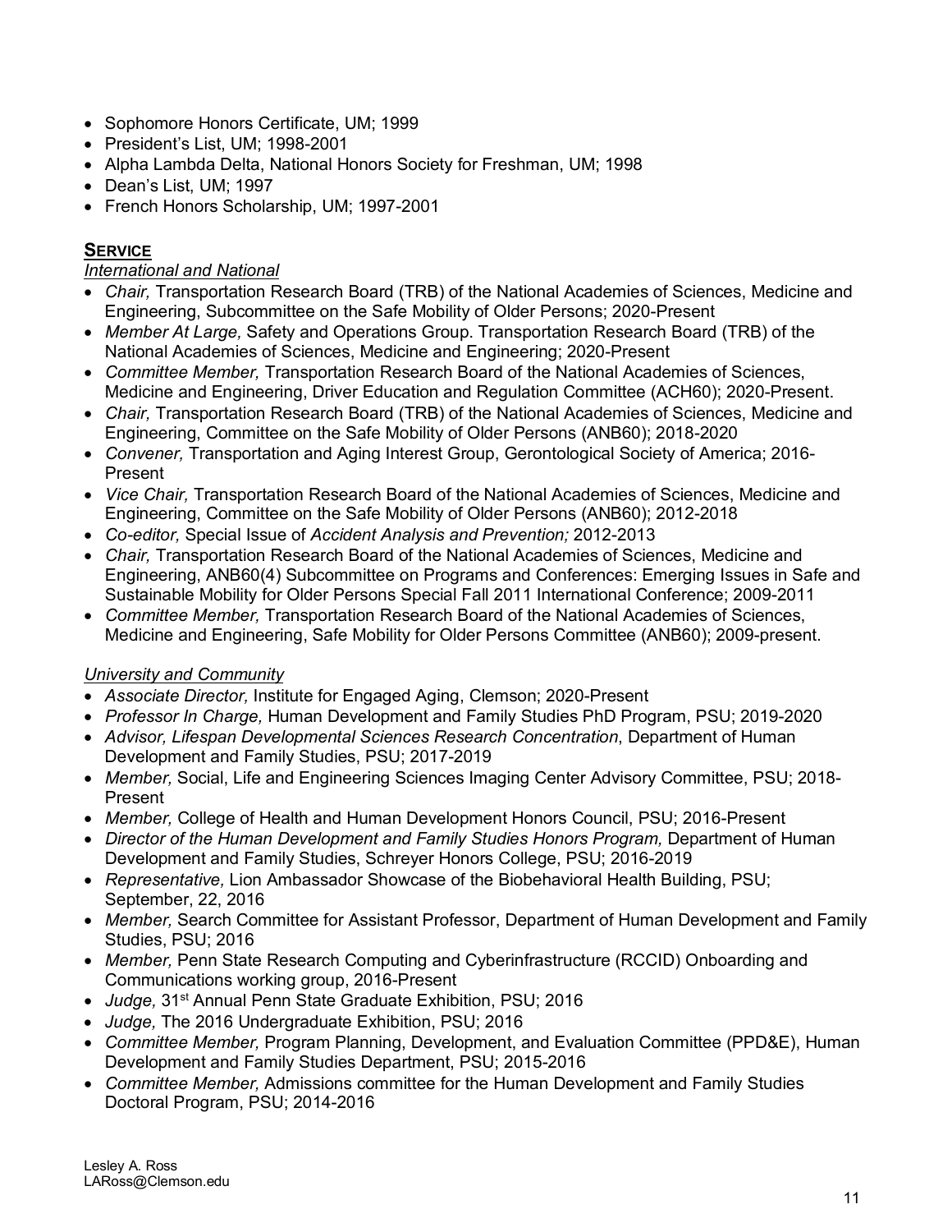- Sophomore Honors Certificate, UM; 1999
- President's List, UM; 1998-2001
- Alpha Lambda Delta, National Honors Society for Freshman, UM; 1998
- Dean's List, UM; 1997
- French Honors Scholarship, UM; 1997-2001

## SERVICE

*International and National*

- *Chair,* Transportation Research Board (TRB) of the National Academies of Sciences, Medicine and Engineering, Subcommittee on the Safe Mobility of Older Persons; 2020-Present
- *Member At Large,* Safety and Operations Group. Transportation Research Board (TRB) of the National Academies of Sciences, Medicine and Engineering; 2020-Present
- *Committee Member,* Transportation Research Board of the National Academies of Sciences, Medicine and Engineering, Driver Education and Regulation Committee (ACH60); 2020-Present.
- *Chair,* Transportation Research Board (TRB) of the National Academies of Sciences, Medicine and Engineering, Committee on the Safe Mobility of Older Persons (ANB60); 2018-2020
- *Convener,* Transportation and Aging Interest Group, Gerontological Society of America; 2016-Present
- *Vice Chair,* Transportation Research Board of the National Academies of Sciences, Medicine and Engineering, Committee on the Safe Mobility of Older Persons (ANB60); 2012-2018
- *Co-editor,* Special Issue of *Accident Analysis and Prevention;* 2012-2013
- *Chair,* Transportation Research Board of the National Academies of Sciences, Medicine and Engineering, ANB60(4) Subcommittee on Programs and Conferences: Emerging Issues in Safe and Sustainable Mobility for Older Persons Special Fall 2011 International Conference; 2009-2011
- *Committee Member,* Transportation Research Board of the National Academies of Sciences, Medicine and Engineering, Safe Mobility for Older Persons Committee (ANB60); 2009-present.

*University and Community*

- *Associate Director,* Institute for Engaged Aging, Clemson; 2020-Present
- *Professor In Charge,* Human Development and Family Studies PhD Program, PSU; 2019-2020
- *Advisor, Lifespan Developmental Sciences Research Concentration*, Department of Human Development and Family Studies, PSU; 2017-2019
- *Member,* Social, Life and Engineering Sciences Imaging Center Advisory Committee, PSU; 2018-Present
- *Member,* College of Health and Human Development Honors Council, PSU; 2016-Present
- *Director of the Human Development and Family Studies Honors Program,* Department of Human Development and Family Studies, Schreyer Honors College, PSU; 2016-2019
- *Representative,* Lion Ambassador Showcase of the Biobehavioral Health Building, PSU; September, 22, 2016
- *Member,* Search Committee for Assistant Professor, Department of Human Development and Family Studies, PSU; 2016
- *Member,* Penn State Research Computing and Cyberinfrastructure (RCCID) Onboarding and Communications working group, 2016-Present
- *Judge,* 31st Annual Penn State Graduate Exhibition, PSU; 2016
- *Judge,* The 2016 Undergraduate Exhibition, PSU; 2016
- *Committee Member,* Program Planning, Development, and Evaluation Committee (PPD&E), Human Development and Family Studies Department, PSU; 2015-2016
- *Committee Member,* Admissions committee for the Human Development and Family Studies Doctoral Program, PSU; 2014-2016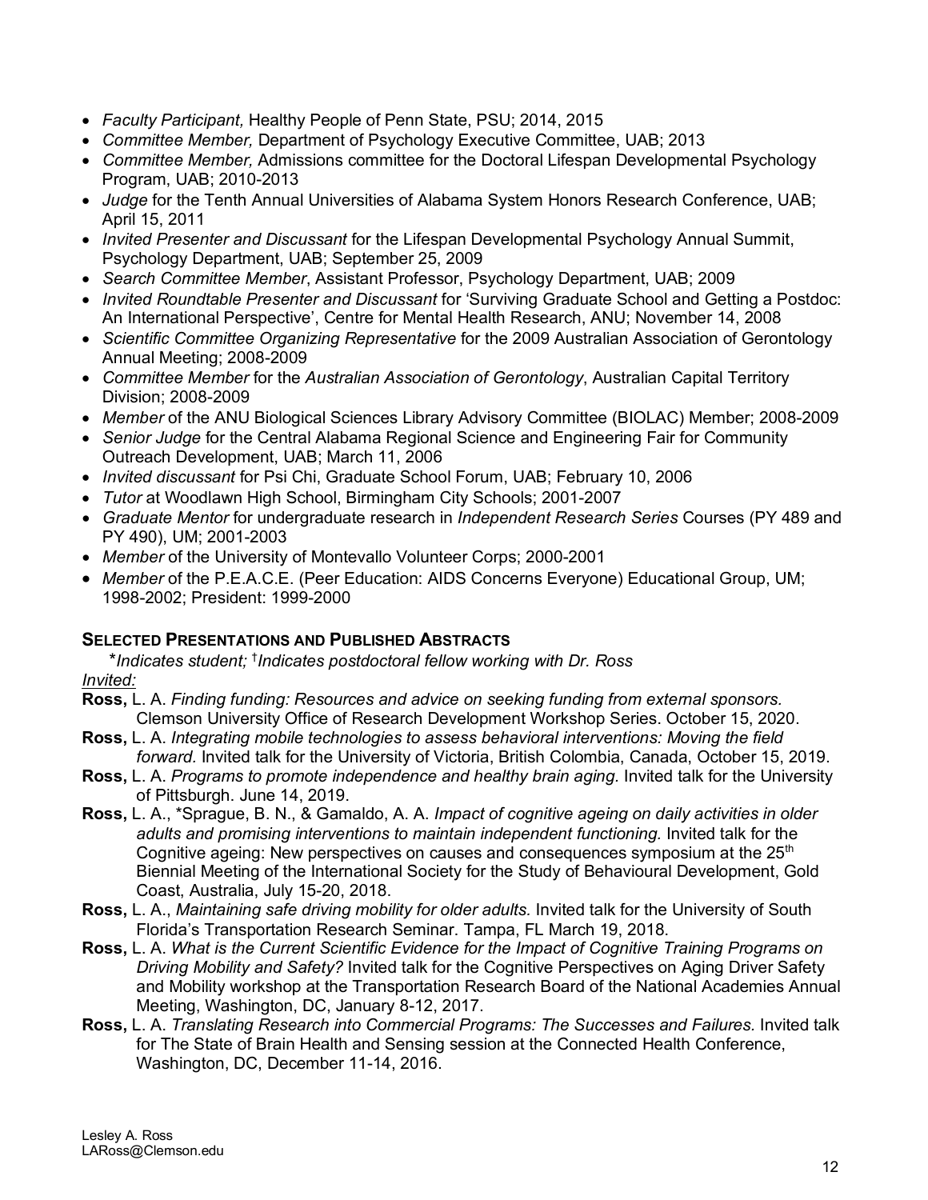- *Faculty Participant,* Healthy People of Penn State, PSU; 2014, 2015
- *Committee Member,* Department of Psychology Executive Committee, UAB; 2013
- *Committee Member,* Admissions committee for the Doctoral Lifespan Developmental Psychology Program, UAB; 2010-2013
- *Judge* for the Tenth Annual Universities of Alabama System Honors Research Conference, UAB; April 15, 2011
- *Invited Presenter and Discussant* for the Lifespan Developmental Psychology Annual Summit, Psychology Department, UAB; September 25, 2009
- *Search Committee Member*, Assistant Professor, Psychology Department, UAB; 2009
- *Invited Roundtable Presenter and Discussant* for 'Surviving Graduate School and Getting a Postdoc: An International Perspective', Centre for Mental Health Research, ANU; November 14, 2008
- *Scientific Committee Organizing Representative* for the 2009 Australian Association of Gerontology Annual Meeting; 2008-2009
- *Committee Member* for the *Australian Association of Gerontology*, Australian Capital Territory Division; 2008-2009
- *Member* of the ANU Biological Sciences Library Advisory Committee (BIOLAC) Member; 2008-2009
- *Senior Judge* for the Central Alabama Regional Science and Engineering Fair for Community Outreach Development, UAB; March 11, 2006
- *Invited discussant* for Psi Chi, Graduate School Forum, UAB; February 10, 2006
- *Tutor* at Woodlawn High School, Birmingham City Schools; 2001-2007
- *Graduate Mentor* for undergraduate research in *Independent Research Series* Courses (PY 489 and PY 490), UM; 2001-2003
- *Member* of the University of Montevallo Volunteer Corps; 2000-2001
- *Member* of the P.E.A.C.E. (Peer Education: AIDS Concerns Everyone) Educational Group, UM; 1998-2002; President: 1999-2000

## SELECTED PRESENTATIONS AND PUBLISHED ABSTRACTS

*\*Indicates student; †Indicates postdoctoral fellow working with Dr. Ross*

*Invited:*

**Ross,** L. A. *Finding funding: Resources and advice on seeking funding from external sponsors.* Clemson University Office of Research Development Workshop Series. October 15, 2020.

**Ross,** L. A. *Integrating mobile technologies to assess behavioral interventions: Moving the field forward.* Invited talk for the University of Victoria, British Colombia, Canada, October 15, 2019.

**Ross,** L. A. *Programs to promote independence and healthy brain aging.* Invited talk for the University of Pittsburgh. June 14, 2019.

**Ross,** L. A., \*Sprague, B. N., & Gamaldo, A. A. *Impact of cognitive ageing on daily activities in older adults and promising interventions to maintain independent functioning.* Invited talk for the Cognitive ageing: New perspectives on causes and consequences symposium at the 25th Biennial Meeting of the International Society for the Study of Behavioural Development, Gold Coast, Australia, July 15-20, 2018.

**Ross,** L. A., *Maintaining safe driving mobility for older adults.* Invited talk for the University of South Florida's Transportation Research Seminar. Tampa, FL March 19, 2018.

**Ross,** L. A. *What is the Current Scientific Evidence for the Impact of Cognitive Training Programs on Driving Mobility and Safety?* Invited talk for the Cognitive Perspectives on Aging Driver Safety and Mobility workshop at the Transportation Research Board of the National Academies Annual Meeting, Washington, DC, January 8-12, 2017.

**Ross,** L. A. *Translating Research into Commercial Programs: The Successes and Failures.* Invited talk for The State of Brain Health and Sensing session at the Connected Health Conference, Washington, DC, December 11-14, 2016.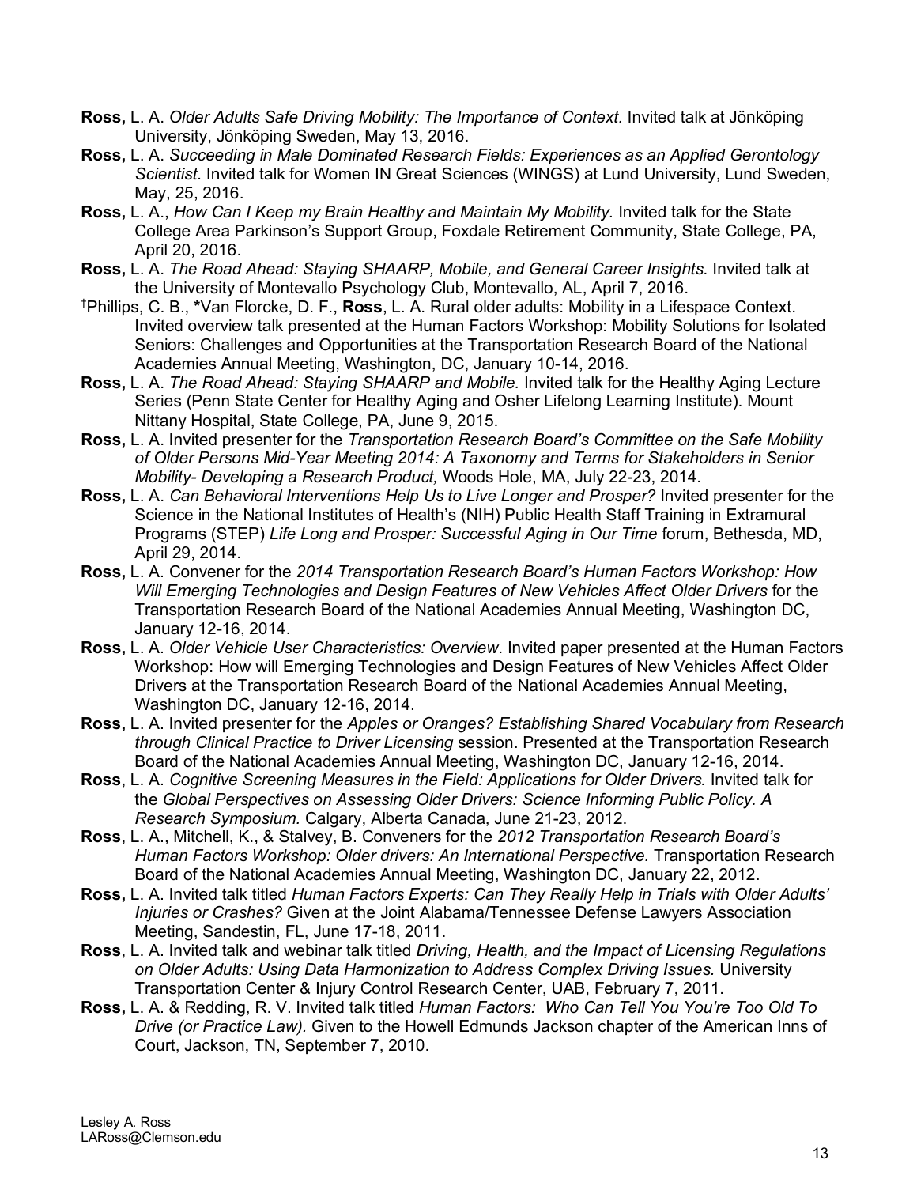**Ross,** L. A. *Older Adults Safe Driving Mobility: The Importance of Context.* Invited talk at Jönköping University, Jönköping Sweden, May 13, 2016.

**Ross,** L. A. *Succeeding in Male Dominated Research Fields: Experiences as an Applied Gerontology Scientist.* Invited talk for Women IN Great Sciences (WINGS) at Lund University, Lund Sweden, May, 25, 2016.

**Ross,** L. A., *How Can I Keep my Brain Healthy and Maintain My Mobility.* Invited talk for the State College Area Parkinson's Support Group, Foxdale Retirement Community, State College, PA, April 20, 2016.

**Ross,** L. A. *The Road Ahead: Staying SHAARP, Mobile, and General Career Insights.* Invited talk at the University of Montevallo Psychology Club, Montevallo, AL, April 7, 2016.

†Phillips, C. B., **\***Van Florcke, D. F., **Ross**, L. A. Rural older adults: Mobility in a Lifespace Context. Invited overview talk presented at the Human Factors Workshop: Mobility Solutions for Isolated Seniors: Challenges and Opportunities at the Transportation Research Board of the National Academies Annual Meeting, Washington, DC, January 10-14, 2016.

**Ross,** L. A. *The Road Ahead: Staying SHAARP and Mobile.* Invited talk for the Healthy Aging Lecture Series (Penn State Center for Healthy Aging and Osher Lifelong Learning Institute). Mount Nittany Hospital, State College, PA, June 9, 2015.

**Ross,** L. A. Invited presenter for the *Transportation Research Board's Committee on the Safe Mobility of Older Persons Mid-Year Meeting 2014: A Taxonomy and Terms for Stakeholders in Senior Mobility- Developing a Research Product,* Woods Hole, MA, July 22-23, 2014.

**Ross,** L. A. *Can Behavioral Interventions Help Us to Live Longer and Prosper?* Invited presenter for the Science in the National Institutes of Health's (NIH) Public Health Staff Training in Extramural Programs (STEP) *Life Long and Prosper: Successful Aging in Our Time* forum, Bethesda, MD, April 29, 2014.

**Ross,** L. A. Convener for the *2014 Transportation Research Board's Human Factors Workshop: How Will Emerging Technologies and Design Features of New Vehicles Affect Older Drivers* for the Transportation Research Board of the National Academies Annual Meeting, Washington DC, January 12-16, 2014.

**Ross,** L. A. *Older Vehicle User Characteristics: Overview*. Invited paper presented at the Human Factors Workshop: How will Emerging Technologies and Design Features of New Vehicles Affect Older Drivers at the Transportation Research Board of the National Academies Annual Meeting, Washington DC, January 12-16, 2014.

**Ross,** L. A. Invited presenter for the *Apples or Oranges? Establishing Shared Vocabulary from Research through Clinical Practice to Driver Licensing* session. Presented at the Transportation Research Board of the National Academies Annual Meeting, Washington DC, January 12-16, 2014.

**Ross**, L. A. *Cognitive Screening Measures in the Field: Applications for Older Drivers.* Invited talk for the *Global Perspectives on Assessing Older Drivers: Science Informing Public Policy. A Research Symposium.* Calgary, Alberta Canada, June 21-23, 2012.

**Ross**, L. A., Mitchell, K., & Stalvey, B. Conveners for the *2012 Transportation Research Board's Human Factors Workshop: Older drivers: An International Perspective.* Transportation Research Board of the National Academies Annual Meeting, Washington DC, January 22, 2012.

**Ross,** L. A. Invited talk titled *Human Factors Experts: Can They Really Help in Trials with Older Adults' Injuries or Crashes?* Given at the Joint Alabama/Tennessee Defense Lawyers Association Meeting, Sandestin, FL, June 17-18, 2011.

**Ross**, L. A. Invited talk and webinar talk titled *Driving, Health, and the Impact of Licensing Regulations on Older Adults: Using Data Harmonization to Address Complex Driving Issues*. University Transportation Center & Injury Control Research Center, UAB, February 7, 2011.

**Ross,** L. A. & Redding, R. V. Invited talk titled *Human Factors: Who Can Tell You You're Too Old To Drive (or Practice Law).* Given to the Howell Edmunds Jackson chapter of the American Inns of Court, Jackson, TN, September 7, 2010.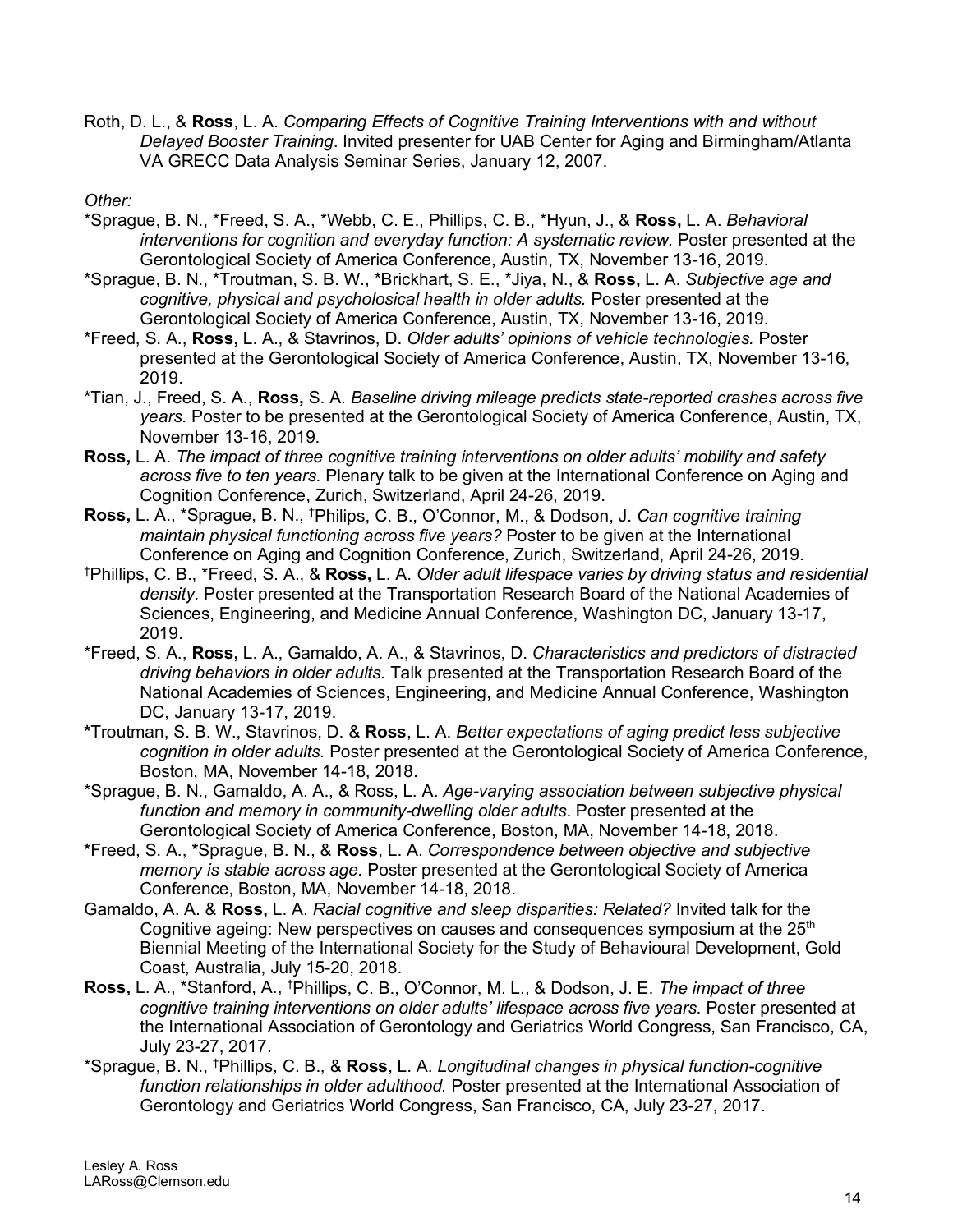Roth, D. L., & **Ross**, L. A. *Comparing Effects of Cognitive Training Interventions with and without Delayed Booster Training*. Invited presenter for UAB Center for Aging and Birmingham/Atlanta VA GRECC Data Analysis Seminar Series, January 12, 2007.

*Other:*

*Sprague, B. N., *Freed, S. A., *Webb, C. E., Phillips, C. B., *Hyun, J., & **Ross,** L. A. *Behavioral interventions for cognition and everyday function: A systematic review.* Poster presented at the Gerontological Society of America Conference, Austin, TX, November 13-16, 2019.

*Sprague, B. N., *Troutman, S. B. W., *Brickhart, S. E., *Jiya, N., & **Ross,** L. A. *Subjective age and cognitive, physical and psycholosical health in older adults.* Poster presented at the Gerontological Society of America Conference, Austin, TX, November 13-16, 2019.

*Freed, S. A., **Ross,** L. A., & Stavrinos, D. *Older adults' opinions of vehicle technologies.* Poster presented at the Gerontological Society of America Conference, Austin, TX, November 13-16, 2019.

*Tian, J., Freed, S. A., **Ross,** S. A. *Baseline driving mileage predicts state-reported crashes across five years.* Poster to be presented at the Gerontological Society of America Conference, Austin, TX, November 13-16, 2019.

**Ross,** L. A. *The impact of three cognitive training interventions on older adults' mobility and safety across five to ten years.* Plenary talk to be given at the International Conference on Aging and Cognition Conference, Zurich, Switzerland, April 24-26, 2019.

**Ross,** L. A., *Sprague, B. N., †Philips, C. B., O'Connor, M., & Dodson, J. *Can cognitive training maintain physical functioning across five years?* Poster to be given at the International Conference on Aging and Cognition Conference, Zurich, Switzerland, April 24-26, 2019.

†Phillips, C. B., *Freed, S. A., & **Ross,** L. A. *Older adult lifespace varies by driving status and residential density.* Poster presented at the Transportation Research Board of the National Academies of Sciences, Engineering, and Medicine Annual Conference, Washington DC, January 13-17, 2019.

*Freed, S. A., **Ross,** L. A., Gamaldo, A. A., & Stavrinos, D. *Characteristics and predictors of distracted driving behaviors in older adults.* Talk presented at the Transportation Research Board of the National Academies of Sciences, Engineering, and Medicine Annual Conference, Washington DC, January 13-17, 2019.

**\***Troutman, S. B. W., Stavrinos, D. & **Ross**, L. A. *Better expectations of aging predict less subjective cognition in older adults.* Poster presented at the Gerontological Society of America Conference, Boston, MA, November 14-18, 2018.

*Sprague, B. N., Gamaldo, A. A., & Ross, L. A. *Age-varying association between subjective physical function and memory in community-dwelling older adults*. Poster presented at the Gerontological Society of America Conference, Boston, MA, November 14-18, 2018.

**\***Freed, S. A., **\***Sprague, B. N., & **Ross**, L. A. *Correspondence between objective and subjective memory is stable across age.* Poster presented at the Gerontological Society of America Conference, Boston, MA, November 14-18, 2018.

Gamaldo, A. A. & **Ross,** L. A. *Racial cognitive and sleep disparities: Related?* Invited talk for the Cognitive ageing: New perspectives on causes and consequences symposium at the 25th Biennial Meeting of the International Society for the Study of Behavioural Development, Gold Coast, Australia, July 15-20, 2018.

**Ross,** L. A., *Stanford, A., †Phillips, C. B., O'Connor, M. L., & Dodson, J. E. *The impact of three cognitive training interventions on older adults' lifespace across five years.* Poster presented at the International Association of Gerontology and Geriatrics World Congress, San Francisco, CA, July 23-27, 2017.

*Sprague, B. N., †Phillips, C. B., & **Ross**, L. A. *Longitudinal changes in physical function-cognitive function relationships in older adulthood.* Poster presented at the International Association of Gerontology and Geriatrics World Congress, San Francisco, CA, July 23-27, 2017.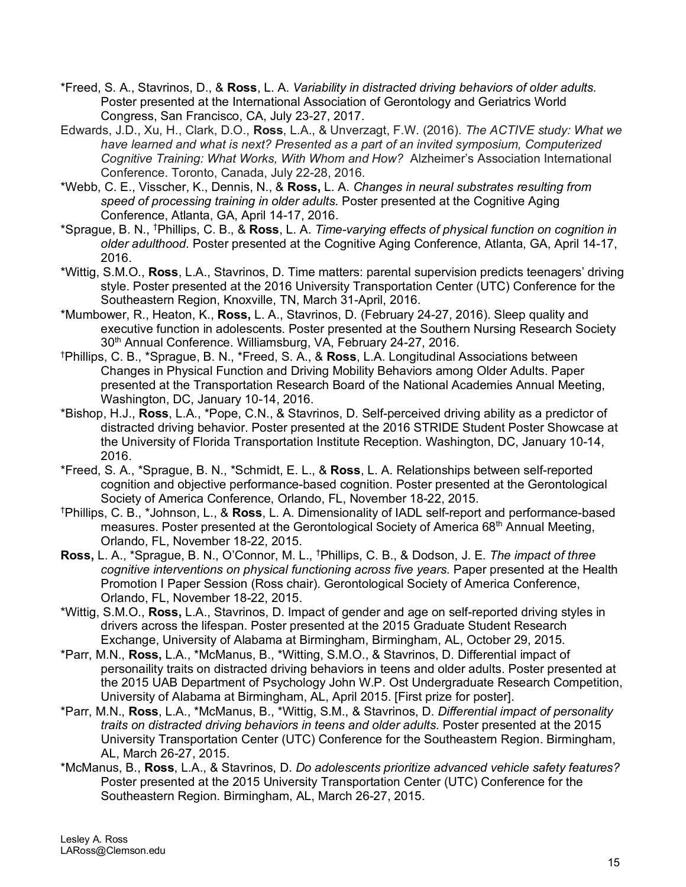*Freed, S. A., Stavrinos, D., & **Ross**, L. A. *Variability in distracted driving behaviors of older adults.* Poster presented at the International Association of Gerontology and Geriatrics World Congress, San Francisco, CA, July 23-27, 2017.

Edwards, J.D., Xu, H., Clark, D.O., **Ross**, L.A., & Unverzagt, F.W. (2016). *The ACTIVE study: What we have learned and what is next? Presented as a part of an invited symposium, Computerized Cognitive Training: What Works, With Whom and How?* Alzheimer's Association International Conference. Toronto, Canada, July 22-28, 2016.

*Webb, C. E., Visscher, K., Dennis, N., & **Ross,** L. A. *Changes in neural substrates resulting from speed of processing training in older adults.* Poster presented at the Cognitive Aging Conference, Atlanta, GA, April 14-17, 2016.

*Sprague, B. N., †Phillips, C. B., & **Ross**, L. A. *Time-varying effects of physical function on cognition in older adulthood.* Poster presented at the Cognitive Aging Conference, Atlanta, GA, April 14-17, 2016.

*Wittig, S.M.O., **Ross**, L.A., Stavrinos, D. Time matters: parental supervision predicts teenagers' driving style. Poster presented at the 2016 University Transportation Center (UTC) Conference for the Southeastern Region, Knoxville, TN, March 31-April, 2016.

*Mumbower, R., Heaton, K., **Ross,** L. A., Stavrinos, D. (February 24-27, 2016). Sleep quality and executive function in adolescents. Poster presented at the Southern Nursing Research Society 30th Annual Conference. Williamsburg, VA, February 24-27, 2016.

†Phillips, C. B., *Sprague, B. N., *Freed, S. A., & **Ross**, L.A. Longitudinal Associations between Changes in Physical Function and Driving Mobility Behaviors among Older Adults. Paper presented at the Transportation Research Board of the National Academies Annual Meeting, Washington, DC, January 10-14, 2016.

*Bishop, H.J., **Ross**, L.A., *Pope, C.N., & Stavrinos, D. Self-perceived driving ability as a predictor of distracted driving behavior. Poster presented at the 2016 STRIDE Student Poster Showcase at the University of Florida Transportation Institute Reception. Washington, DC, January 10-14, 2016.

*Freed, S. A., *Sprague, B. N., *Schmidt, E. L., & **Ross**, L. A. Relationships between self-reported cognition and objective performance-based cognition. Poster presented at the Gerontological Society of America Conference, Orlando, FL, November 18-22, 2015.

†Phillips, C. B., *Johnson, L., & **Ross**, L. A. Dimensionality of IADL self-report and performance-based measures. Poster presented at the Gerontological Society of America 68th Annual Meeting, Orlando, FL, November 18-22, 2015.

**Ross,** L. A., *Sprague, B. N., O'Connor, M. L., †Phillips, C. B., & Dodson, J. E. *The impact of three cognitive interventions on physical functioning across five years.* Paper presented at the Health Promotion I Paper Session (Ross chair). Gerontological Society of America Conference, Orlando, FL, November 18-22, 2015.

*Wittig, S.M.O., **Ross,** L.A., Stavrinos, D. Impact of gender and age on self-reported driving styles in drivers across the lifespan. Poster presented at the 2015 Graduate Student Research Exchange, University of Alabama at Birmingham, Birmingham, AL, October 29, 2015.

*Parr, M.N., **Ross,** L.A., *McManus, B., *Witting, S.M.O., & Stavrinos, D. Differential impact of personaility traits on distracted driving behaviors in teens and older adults. Poster presented at the 2015 UAB Department of Psychology John W.P. Ost Undergraduate Research Competition, University of Alabama at Birmingham, AL, April 2015. [First prize for poster].

*Parr, M.N., **Ross**, L.A., *McManus, B., *Wittig, S.M., & Stavrinos, D. *Differential impact of personality traits on distracted driving behaviors in teens and older adults.* Poster presented at the 2015 University Transportation Center (UTC) Conference for the Southeastern Region. Birmingham, AL, March 26-27, 2015.

*McManus, B., **Ross**, L.A., & Stavrinos, D. *Do adolescents prioritize advanced vehicle safety features?* Poster presented at the 2015 University Transportation Center (UTC) Conference for the Southeastern Region. Birmingham, AL, March 26-27, 2015.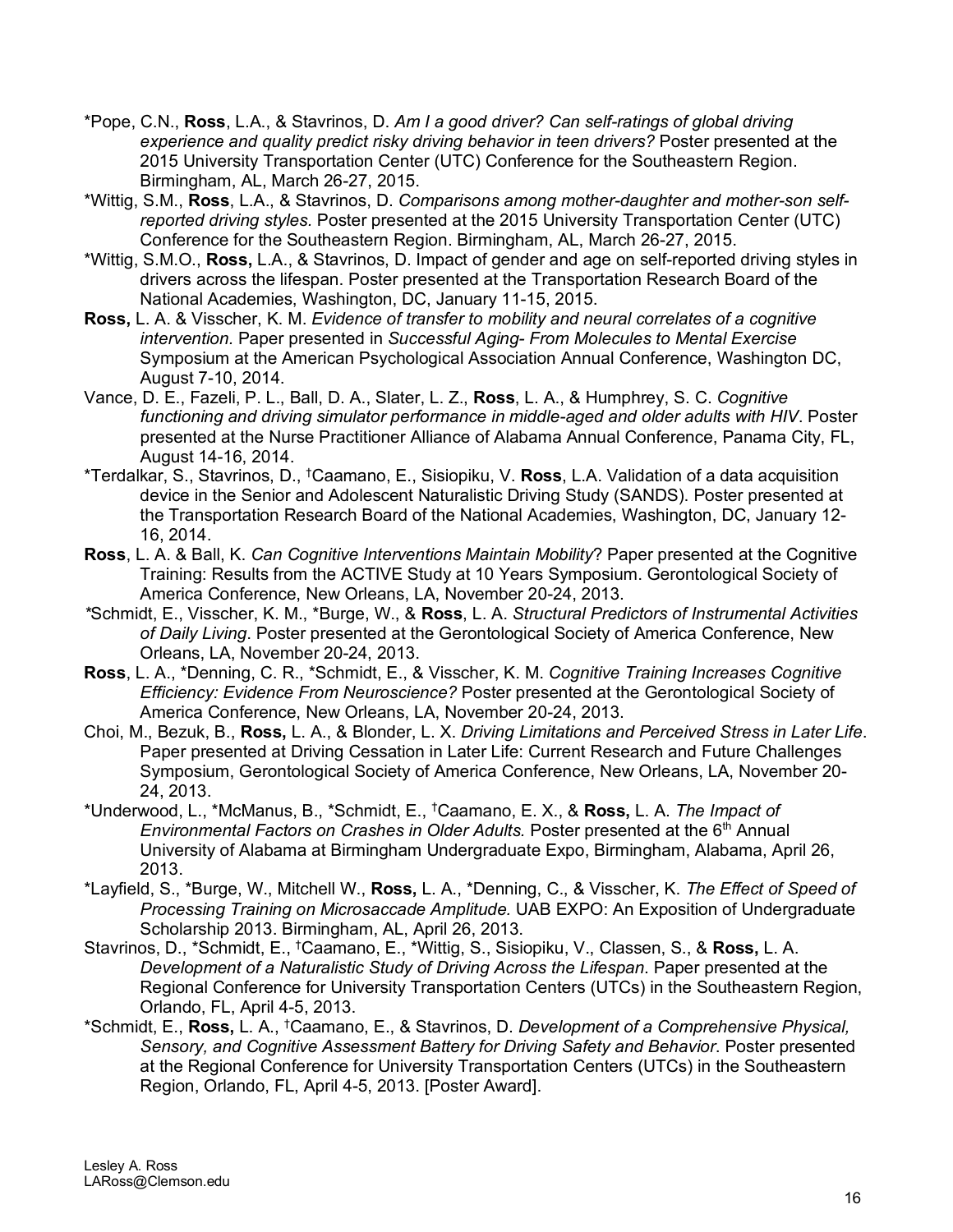*Pope, C.N., **Ross**, L.A., & Stavrinos, D. *Am I a good driver? Can self-ratings of global driving experience and quality predict risky driving behavior in teen drivers?* Poster presented at the 2015 University Transportation Center (UTC) Conference for the Southeastern Region. Birmingham, AL, March 26-27, 2015.

*Wittig, S.M., **Ross**, L.A., & Stavrinos, D. *Comparisons among mother-daughter and mother-son self-reported driving styles.* Poster presented at the 2015 University Transportation Center (UTC) Conference for the Southeastern Region. Birmingham, AL, March 26-27, 2015.

*Wittig, S.M.O., **Ross,** L.A., & Stavrinos, D. Impact of gender and age on self-reported driving styles in drivers across the lifespan. Poster presented at the Transportation Research Board of the National Academies, Washington, DC, January 11-15, 2015.

**Ross,** L. A. & Visscher, K. M. *Evidence of transfer to mobility and neural correlates of a cognitive intervention.* Paper presented in *Successful Aging- From Molecules to Mental Exercise* Symposium at the American Psychological Association Annual Conference, Washington DC, August 7-10, 2014.

Vance, D. E., Fazeli, P. L., Ball, D. A., Slater, L. Z., **Ross**, L. A., & Humphrey, S. C. *Cognitive functioning and driving simulator performance in middle-aged and older adults with HIV*. Poster presented at the Nurse Practitioner Alliance of Alabama Annual Conference, Panama City, FL, August 14-16, 2014.

*Terdalkar, S., Stavrinos, D., †Caamano, E., Sisiopiku, V. **Ross**, L.A. Validation of a data acquisition device in the Senior and Adolescent Naturalistic Driving Study (SANDS). Poster presented at the Transportation Research Board of the National Academies, Washington, DC, January 12-16, 2014.

**Ross**, L. A. & Ball, K. *Can Cognitive Interventions Maintain Mobility*? Paper presented at the Cognitive Training: Results from the ACTIVE Study at 10 Years Symposium. Gerontological Society of America Conference, New Orleans, LA, November 20-24, 2013.

*Schmidt, E., Visscher, K. M., *Burge, W., & **Ross**, L. A. *Structural Predictors of Instrumental Activities of Daily Living*. Poster presented at the Gerontological Society of America Conference, New Orleans, LA, November 20-24, 2013.

**Ross**, L. A., *Denning, C. R., *Schmidt, E., & Visscher, K. M. *Cognitive Training Increases Cognitive Efficiency: Evidence From Neuroscience?* Poster presented at the Gerontological Society of America Conference, New Orleans, LA, November 20-24, 2013.

Choi, M., Bezuk, B., **Ross,** L. A., & Blonder, L. X. *Driving Limitations and Perceived Stress in Later Life*. Paper presented at Driving Cessation in Later Life: Current Research and Future Challenges Symposium, Gerontological Society of America Conference, New Orleans, LA, November 20-24, 2013.

*Underwood, L., *McManus, B., *Schmidt, E., †Caamano, E. X., & **Ross,** L. A. *The Impact of Environmental Factors on Crashes in Older Adults.* Poster presented at the 6th Annual University of Alabama at Birmingham Undergraduate Expo, Birmingham, Alabama, April 26, 2013.

*Layfield, S., *Burge, W., Mitchell W., **Ross,** L. A., *Denning, C., & Visscher, K. *The Effect of Speed of Processing Training on Microsaccade Amplitude.* UAB EXPO: An Exposition of Undergraduate Scholarship 2013. Birmingham, AL, April 26, 2013.

Stavrinos, D., *Schmidt, E., †Caamano, E., *Wittig, S., Sisiopiku, V., Classen, S., & **Ross,** L. A. *Development of a Naturalistic Study of Driving Across the Lifespan*. Paper presented at the Regional Conference for University Transportation Centers (UTCs) in the Southeastern Region, Orlando, FL, April 4-5, 2013.

*Schmidt, E., **Ross,** L. A., †Caamano, E., & Stavrinos, D. *Development of a Comprehensive Physical, Sensory, and Cognitive Assessment Battery for Driving Safety and Behavior*. Poster presented at the Regional Conference for University Transportation Centers (UTCs) in the Southeastern Region, Orlando, FL, April 4-5, 2013. [Poster Award].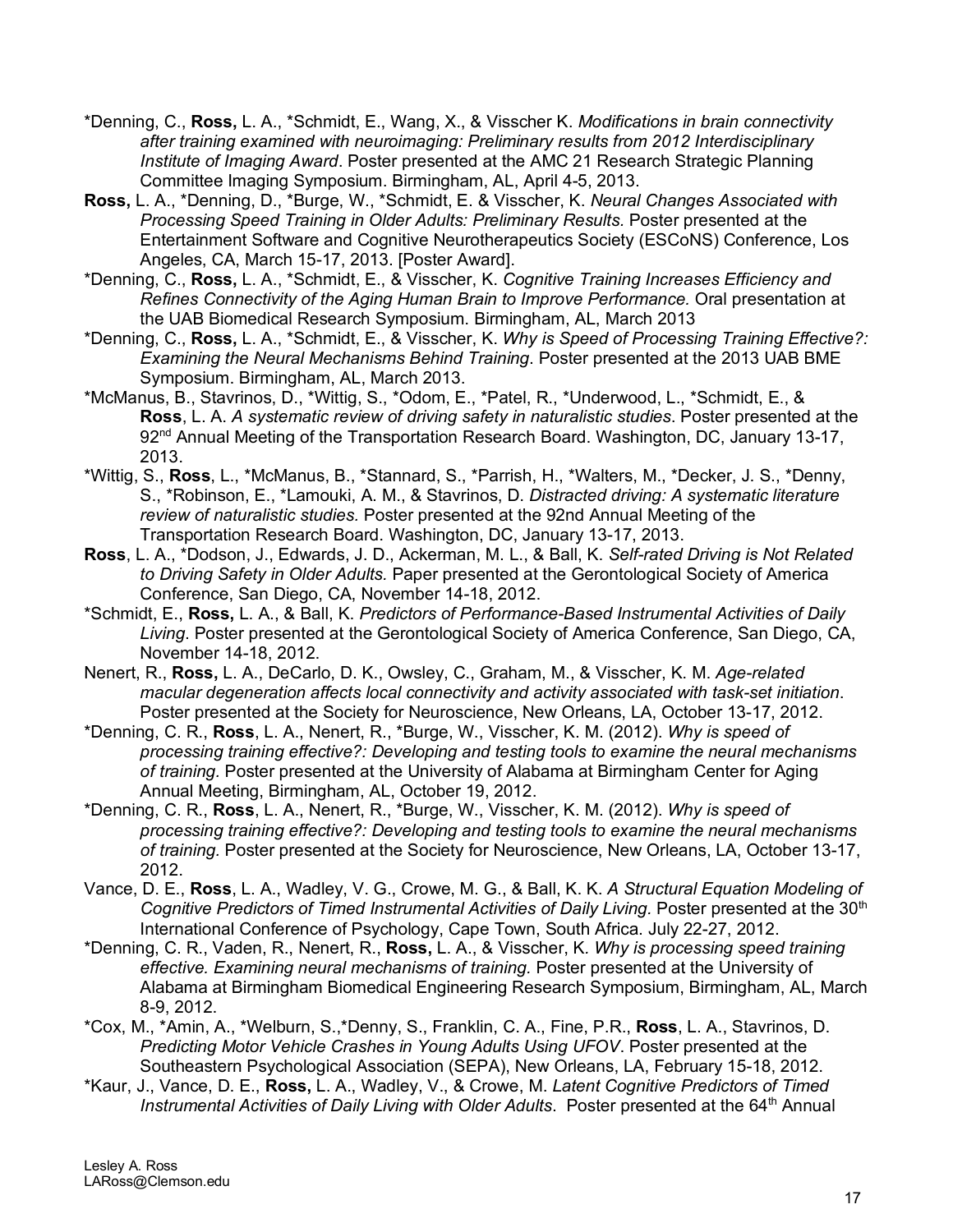*Denning, C., **Ross,** L. A., *Schmidt, E., Wang, X., & Visscher K. *Modifications in brain connectivity after training examined with neuroimaging: Preliminary results from 2012 Interdisciplinary Institute of Imaging Award*. Poster presented at the AMC 21 Research Strategic Planning Committee Imaging Symposium. Birmingham, AL, April 4-5, 2013.

**Ross,** L. A., *Denning, D., *Burge, W., *Schmidt, E. & Visscher, K. *Neural Changes Associated with Processing Speed Training in Older Adults: Preliminary Results.* Poster presented at the Entertainment Software and Cognitive Neurotherapeutics Society (ESCoNS) Conference, Los Angeles, CA, March 15-17, 2013. [Poster Award].

*Denning, C., **Ross,** L. A., *Schmidt, E., & Visscher, K. *Cognitive Training Increases Efficiency and Refines Connectivity of the Aging Human Brain to Improve Performance.* Oral presentation at the UAB Biomedical Research Symposium. Birmingham, AL, March 2013

*Denning, C., **Ross,** L. A., *Schmidt, E., & Visscher, K. *Why is Speed of Processing Training Effective?: Examining the Neural Mechanisms Behind Training*. Poster presented at the 2013 UAB BME Symposium. Birmingham, AL, March 2013.

*McManus, B., Stavrinos, D., *Wittig, S., *Odom, E., *Patel, R., *Underwood, L., *Schmidt, E., & **Ross**, L. A. *A systematic review of driving safety in naturalistic studies*. Poster presented at the 92nd Annual Meeting of the Transportation Research Board. Washington, DC, January 13-17, 2013.

*Wittig, S., **Ross**, L., *McManus, B., *Stannard, S., *Parrish, H., *Walters, M., *Decker, J. S., *Denny, S., *Robinson, E., *Lamouki, A. M., & Stavrinos, D. *Distracted driving: A systematic literature review of naturalistic studies.* Poster presented at the 92nd Annual Meeting of the Transportation Research Board. Washington, DC, January 13-17, 2013.

**Ross**, L. A., *Dodson, J., Edwards, J. D., Ackerman, M. L., & Ball, K. *Self-rated Driving is Not Related to Driving Safety in Older Adults.* Paper presented at the Gerontological Society of America Conference, San Diego, CA, November 14-18, 2012.

*Schmidt, E., **Ross,** L. A., & Ball, K. *Predictors of Performance-Based Instrumental Activities of Daily Living*. Poster presented at the Gerontological Society of America Conference, San Diego, CA, November 14-18, 2012.

Nenert, R., **Ross,** L. A., DeCarlo, D. K., Owsley, C., Graham, M., & Visscher, K. M. *Age-related macular degeneration affects local connectivity and activity associated with task-set initiation*. Poster presented at the Society for Neuroscience, New Orleans, LA, October 13-17, 2012.

*Denning, C. R., **Ross**, L. A., Nenert, R., *Burge, W., Visscher, K. M. (2012). *Why is speed of processing training effective?: Developing and testing tools to examine the neural mechanisms of training.* Poster presented at the University of Alabama at Birmingham Center for Aging Annual Meeting, Birmingham, AL, October 19, 2012.

*Denning, C. R., **Ross**, L. A., Nenert, R., *Burge, W., Visscher, K. M. (2012). *Why is speed of processing training effective?: Developing and testing tools to examine the neural mechanisms of training.* Poster presented at the Society for Neuroscience, New Orleans, LA, October 13-17, 2012.

Vance, D. E., **Ross**, L. A., Wadley, V. G., Crowe, M. G., & Ball, K. K. *A Structural Equation Modeling of Cognitive Predictors of Timed Instrumental Activities of Daily Living.* Poster presented at the 30th International Conference of Psychology, Cape Town, South Africa. July 22-27, 2012.

*Denning, C. R., Vaden, R., Nenert, R., **Ross,** L. A., & Visscher, K. *Why is processing speed training effective. Examining neural mechanisms of training.* Poster presented at the University of Alabama at Birmingham Biomedical Engineering Research Symposium, Birmingham, AL, March 8-9, 2012.

*Cox, M., *Amin, A., *Welburn, S.,*Denny, S., Franklin, C. A., Fine, P.R., **Ross**, L. A., Stavrinos, D. *Predicting Motor Vehicle Crashes in Young Adults Using UFOV*. Poster presented at the Southeastern Psychological Association (SEPA), New Orleans, LA, February 15-18, 2012.

*Kaur, J., Vance, D. E., **Ross,** L. A., Wadley, V., & Crowe, M. *Latent Cognitive Predictors of Timed Instrumental Activities of Daily Living with Older Adults*. Poster presented at the 64th Annual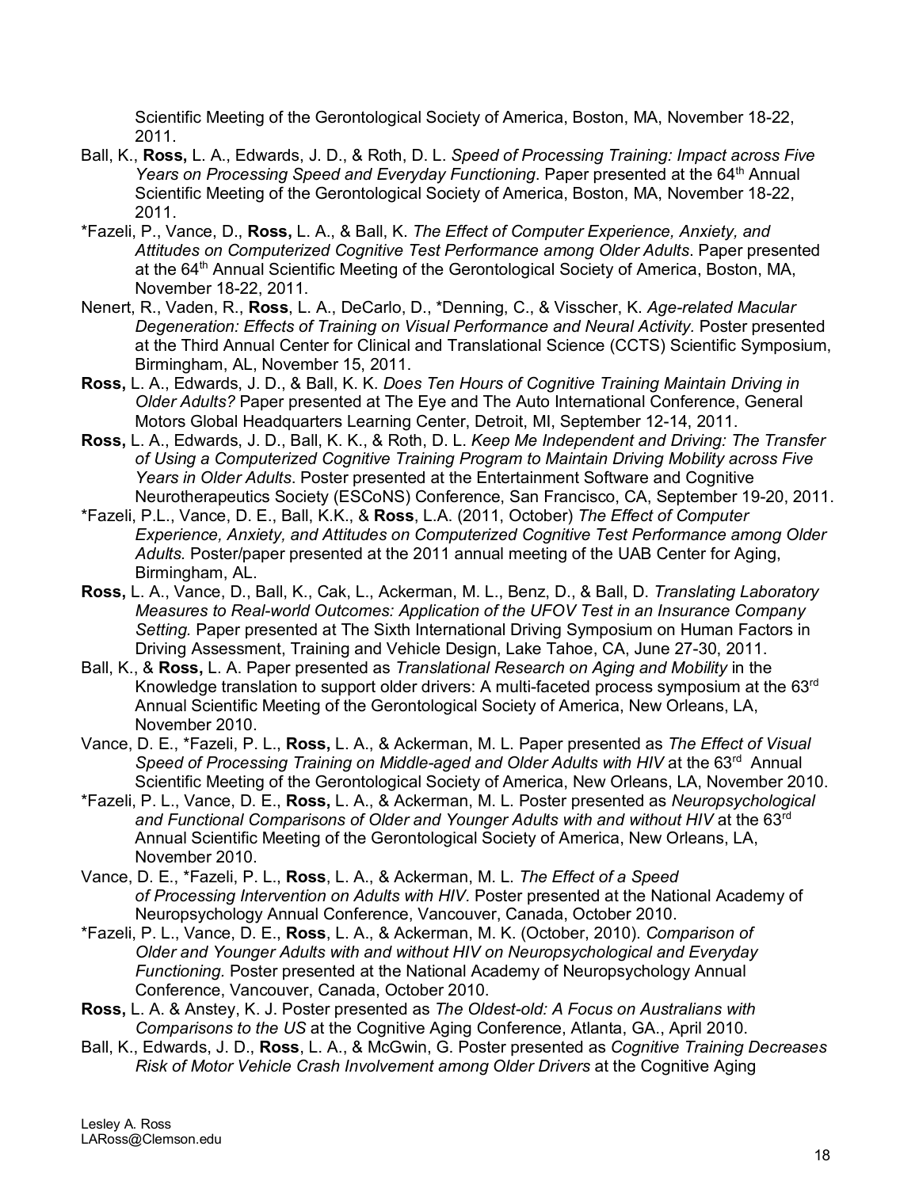Scientific Meeting of the Gerontological Society of America, Boston, MA, November 18-22, 2011.

Ball, K., **Ross,** L. A., Edwards, J. D., & Roth, D. L. *Speed of Processing Training: Impact across Five Years on Processing Speed and Everyday Functioning*. Paper presented at the 64th Annual Scientific Meeting of the Gerontological Society of America, Boston, MA, November 18-22, 2011.

*Fazeli, P., Vance, D., **Ross,** L. A., & Ball, K. *The Effect of Computer Experience, Anxiety, and Attitudes on Computerized Cognitive Test Performance among Older Adults*. Paper presented at the 64th Annual Scientific Meeting of the Gerontological Society of America, Boston, MA, November 18-22, 2011.

Nenert, R., Vaden, R., **Ross**, L. A., DeCarlo, D., *Denning, C., & Visscher, K. *Age-related Macular Degeneration: Effects of Training on Visual Performance and Neural Activity*. Poster presented at the Third Annual Center for Clinical and Translational Science (CCTS) Scientific Symposium, Birmingham, AL, November 15, 2011.

**Ross,** L. A., Edwards, J. D., & Ball, K. K. *Does Ten Hours of Cognitive Training Maintain Driving in Older Adults?* Paper presented at The Eye and The Auto International Conference, General Motors Global Headquarters Learning Center, Detroit, MI, September 12-14, 2011.

**Ross,** L. A., Edwards, J. D., Ball, K. K., & Roth, D. L. *Keep Me Independent and Driving: The Transfer of Using a Computerized Cognitive Training Program to Maintain Driving Mobility across Five Years in Older Adults*. Poster presented at the Entertainment Software and Cognitive Neurotherapeutics Society (ESCoNS) Conference, San Francisco, CA, September 19-20, 2011.

*Fazeli, P.L., Vance, D. E., Ball, K.K., & **Ross**, L.A. (2011, October) *The Effect of Computer Experience, Anxiety, and Attitudes on Computerized Cognitive Test Performance among Older Adults.* Poster/paper presented at the 2011 annual meeting of the UAB Center for Aging, Birmingham, AL.

**Ross,** L. A., Vance, D., Ball, K., Cak, L., Ackerman, M. L., Benz, D., & Ball, D. *Translating Laboratory Measures to Real-world Outcomes: Application of the UFOV Test in an Insurance Company Setting.* Paper presented at The Sixth International Driving Symposium on Human Factors in Driving Assessment, Training and Vehicle Design, Lake Tahoe, CA, June 27-30, 2011.

Ball, K., & **Ross,** L. A. Paper presented as *Translational Research on Aging and Mobility* in the Knowledge translation to support older drivers: A multi-faceted process symposium at the 63rd Annual Scientific Meeting of the Gerontological Society of America, New Orleans, LA, November 2010.

Vance, D. E., *Fazeli, P. L., **Ross,** L. A., & Ackerman, M. L. Paper presented as *The Effect of Visual Speed of Processing Training on Middle-aged and Older Adults with HIV* at the 63rd Annual Scientific Meeting of the Gerontological Society of America, New Orleans, LA, November 2010.

*Fazeli, P. L., Vance, D. E., **Ross,** L. A., & Ackerman, M. L. Poster presented as *Neuropsychological and Functional Comparisons of Older and Younger Adults with and without HIV* at the 63rd Annual Scientific Meeting of the Gerontological Society of America, New Orleans, LA, November 2010.

Vance, D. E., *Fazeli, P. L., **Ross**, L. A., & Ackerman, M. L. *The Effect of a Speed of Processing Intervention on Adults with HIV.* Poster presented at the National Academy of Neuropsychology Annual Conference, Vancouver, Canada, October 2010.

*Fazeli, P. L., Vance, D. E., **Ross**, L. A., & Ackerman, M. K. (October, 2010). *Comparison of Older and Younger Adults with and without HIV on Neuropsychological and Everyday Functioning.* Poster presented at the National Academy of Neuropsychology Annual Conference, Vancouver, Canada, October 2010.

**Ross,** L. A. & Anstey, K. J. Poster presented as *The Oldest-old: A Focus on Australians with Comparisons to the US* at the Cognitive Aging Conference, Atlanta, GA., April 2010.

Ball, K., Edwards, J. D., **Ross**, L. A., & McGwin, G. Poster presented as *Cognitive Training Decreases Risk of Motor Vehicle Crash Involvement among Older Drivers* at the Cognitive Aging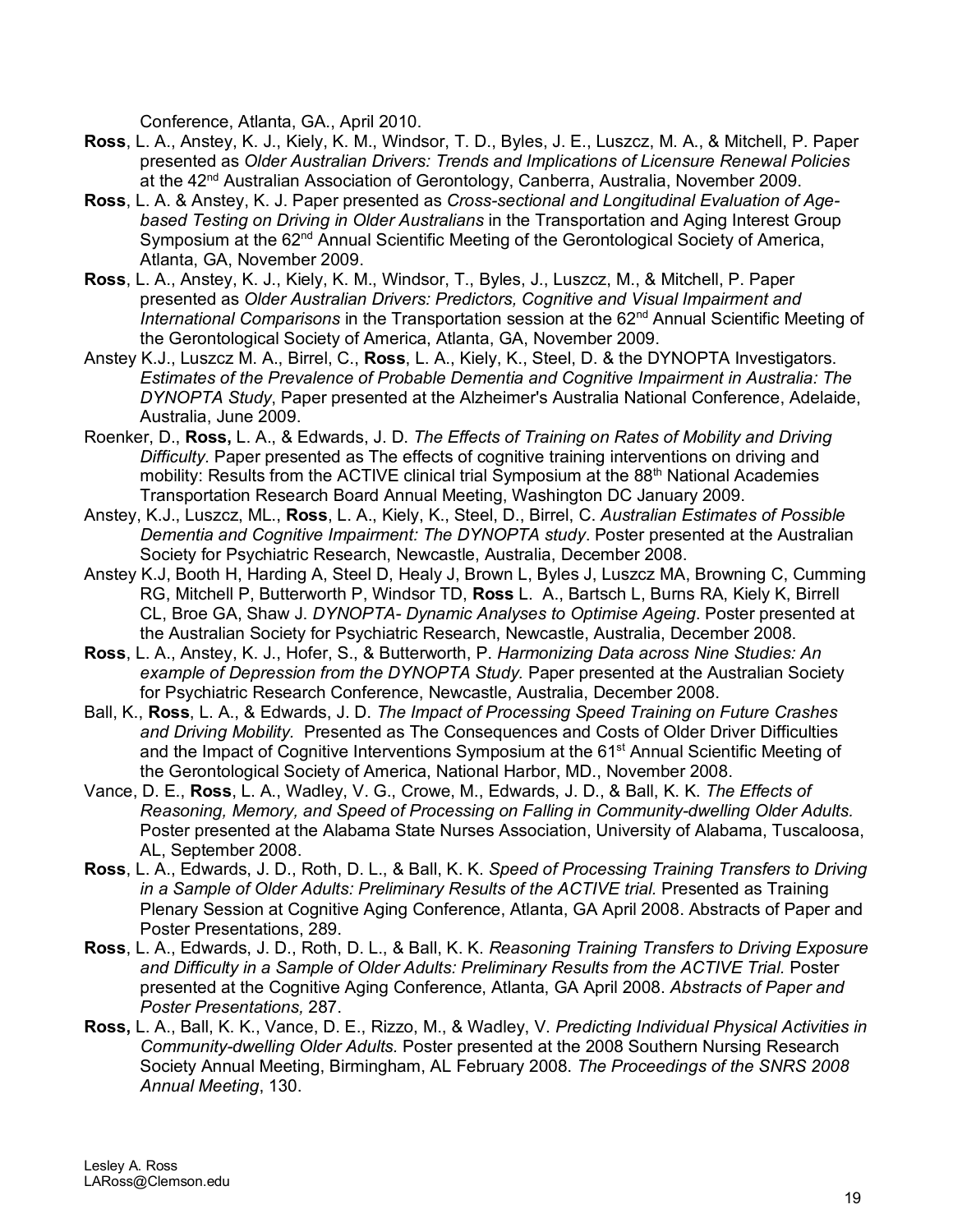Conference, Atlanta, GA., April 2010.

**Ross**, L. A., Anstey, K. J., Kiely, K. M., Windsor, T. D., Byles, J. E., Luszcz, M. A., & Mitchell, P. Paper presented as *Older Australian Drivers: Trends and Implications of Licensure Renewal Policies* at the 42nd Australian Association of Gerontology, Canberra, Australia, November 2009.

**Ross**, L. A. & Anstey, K. J. Paper presented as *Cross-sectional and Longitudinal Evaluation of Age-based Testing on Driving in Older Australians* in the Transportation and Aging Interest Group Symposium at the 62nd Annual Scientific Meeting of the Gerontological Society of America, Atlanta, GA, November 2009.

**Ross**, L. A., Anstey, K. J., Kiely, K. M., Windsor, T., Byles, J., Luszcz, M., & Mitchell, P. Paper presented as *Older Australian Drivers: Predictors, Cognitive and Visual Impairment and International Comparisons* in the Transportation session at the 62nd Annual Scientific Meeting of the Gerontological Society of America, Atlanta, GA, November 2009.

Anstey K.J., Luszcz M. A., Birrel, C., **Ross**, L. A., Kiely, K., Steel, D. & the DYNOPTA Investigators. *Estimates of the Prevalence of Probable Dementia and Cognitive Impairment in Australia: The DYNOPTA Study*, Paper presented at the Alzheimer's Australia National Conference, Adelaide, Australia, June 2009.

Roenker, D., **Ross,** L. A., & Edwards, J. D. *The Effects of Training on Rates of Mobility and Driving Difficulty*. Paper presented as The effects of cognitive training interventions on driving and mobility: Results from the ACTIVE clinical trial Symposium at the 88th National Academies Transportation Research Board Annual Meeting, Washington DC January 2009.

Anstey, K.J., Luszcz, ML., **Ross**, L. A., Kiely, K., Steel, D., Birrel, C. *Australian Estimates of Possible Dementia and Cognitive Impairment: The DYNOPTA study*. Poster presented at the Australian Society for Psychiatric Research, Newcastle, Australia, December 2008.

Anstey K.J, Booth H, Harding A, Steel D, Healy J, Brown L, Byles J, Luszcz MA, Browning C, Cumming RG, Mitchell P, Butterworth P, Windsor TD, **Ross** L. A., Bartsch L, Burns RA, Kiely K, Birrell CL, Broe GA, Shaw J. *DYNOPTA- Dynamic Analyses to Optimise Ageing*. Poster presented at the Australian Society for Psychiatric Research, Newcastle, Australia, December 2008.

**Ross**, L. A., Anstey, K. J., Hofer, S., & Butterworth, P. *Harmonizing Data across Nine Studies: An example of Depression from the DYNOPTA Study.* Paper presented at the Australian Society for Psychiatric Research Conference, Newcastle, Australia, December 2008.

Ball, K., **Ross**, L. A., & Edwards, J. D. *The Impact of Processing Speed Training on Future Crashes and Driving Mobility.* Presented as The Consequences and Costs of Older Driver Difficulties and the Impact of Cognitive Interventions Symposium at the 61st Annual Scientific Meeting of the Gerontological Society of America, National Harbor, MD., November 2008.

Vance, D. E., **Ross**, L. A., Wadley, V. G., Crowe, M., Edwards, J. D., & Ball, K. K. *The Effects of Reasoning, Memory, and Speed of Processing on Falling in Community-dwelling Older Adults.* Poster presented at the Alabama State Nurses Association, University of Alabama, Tuscaloosa, AL, September 2008.

**Ross**, L. A., Edwards, J. D., Roth, D. L., & Ball, K. K. *Speed of Processing Training Transfers to Driving in a Sample of Older Adults: Preliminary Results of the ACTIVE trial.* Presented as Training Plenary Session at Cognitive Aging Conference, Atlanta, GA April 2008. Abstracts of Paper and Poster Presentations, 289.

**Ross**, L. A., Edwards, J. D., Roth, D. L., & Ball, K. K. *Reasoning Training Transfers to Driving Exposure and Difficulty in a Sample of Older Adults: Preliminary Results from the ACTIVE Trial.* Poster presented at the Cognitive Aging Conference, Atlanta, GA April 2008. *Abstracts of Paper and Poster Presentations,* 287.

**Ross,** L. A., Ball, K. K., Vance, D. E., Rizzo, M., & Wadley, V. *Predicting Individual Physical Activities in Community-dwelling Older Adults.* Poster presented at the 2008 Southern Nursing Research Society Annual Meeting, Birmingham, AL February 2008. *The Proceedings of the SNRS 2008 Annual Meeting*, 130.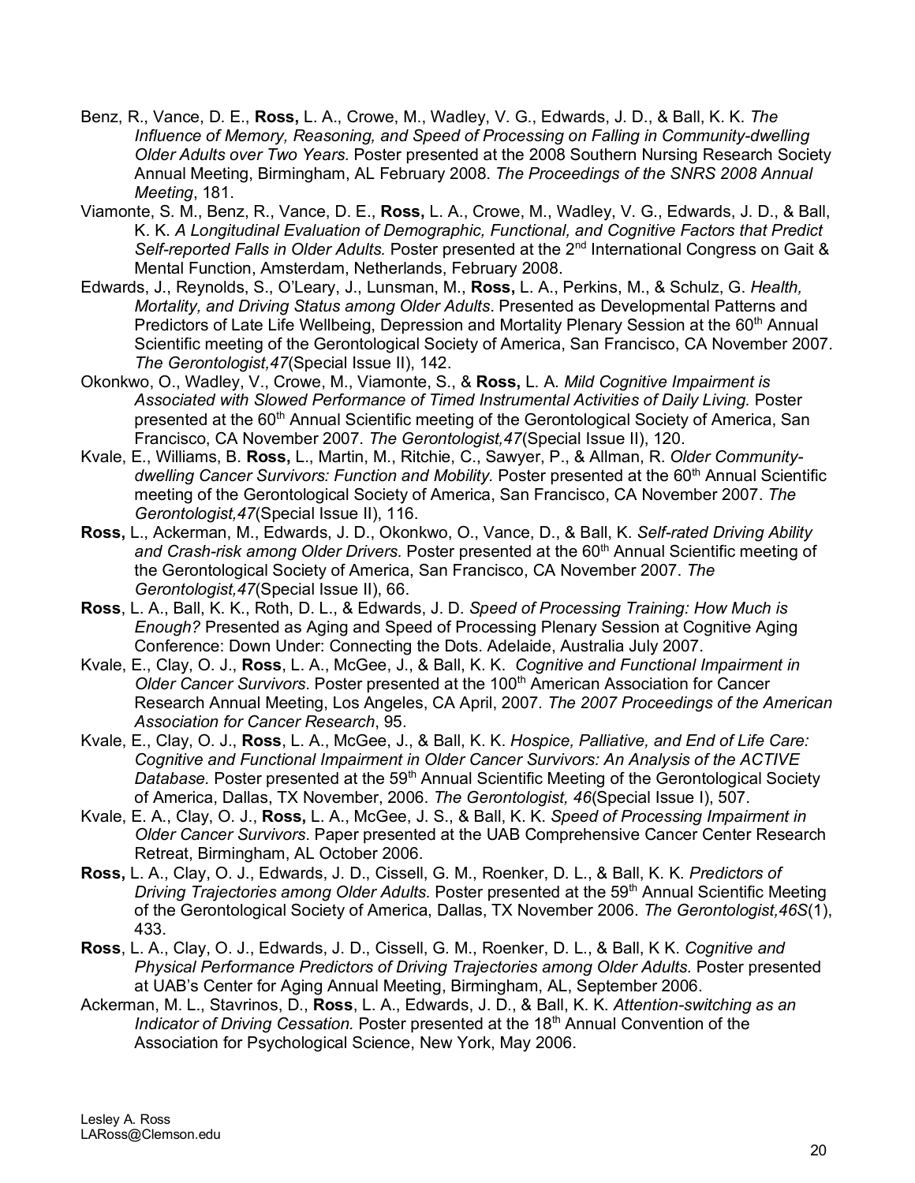Benz, R., Vance, D. E., **Ross,** L. A., Crowe, M., Wadley, V. G., Edwards, J. D., & Ball, K. K. *The Influence of Memory, Reasoning, and Speed of Processing on Falling in Community-dwelling Older Adults over Two Years.* Poster presented at the 2008 Southern Nursing Research Society Annual Meeting, Birmingham, AL February 2008. *The Proceedings of the SNRS 2008 Annual Meeting*, 181.

Viamonte, S. M., Benz, R., Vance, D. E., **Ross,** L. A., Crowe, M., Wadley, V. G., Edwards, J. D., & Ball, K. K. *A Longitudinal Evaluation of Demographic, Functional, and Cognitive Factors that Predict Self-reported Falls in Older Adults.* Poster presented at the 2nd International Congress on Gait & Mental Function, Amsterdam, Netherlands, February 2008.

Edwards, J., Reynolds, S., O'Leary, J., Lunsman, M., **Ross,** L. A., Perkins, M., & Schulz, G. *Health, Mortality, and Driving Status among Older Adults*. Presented as Developmental Patterns and Predictors of Late Life Wellbeing, Depression and Mortality Plenary Session at the 60th Annual Scientific meeting of the Gerontological Society of America, San Francisco, CA November 2007. *The Gerontologist,47*(Special Issue II), 142.

Okonkwo, O., Wadley, V., Crowe, M., Viamonte, S., & **Ross,** L. A. *Mild Cognitive Impairment is Associated with Slowed Performance of Timed Instrumental Activities of Daily Living.* Poster presented at the 60th Annual Scientific meeting of the Gerontological Society of America, San Francisco, CA November 2007. *The Gerontologist,47*(Special Issue II), 120.

Kvale, E., Williams, B. **Ross,** L., Martin, M., Ritchie, C., Sawyer, P., & Allman, R. *Older Community-dwelling Cancer Survivors: Function and Mobility.* Poster presented at the 60th Annual Scientific meeting of the Gerontological Society of America, San Francisco, CA November 2007. *The Gerontologist,47*(Special Issue II), 116.

**Ross,** L., Ackerman, M., Edwards, J. D., Okonkwo, O., Vance, D., & Ball, K. *Self-rated Driving Ability and Crash-risk among Older Drivers.* Poster presented at the 60th Annual Scientific meeting of the Gerontological Society of America, San Francisco, CA November 2007. *The Gerontologist,47*(Special Issue II), 66.

**Ross**, L. A., Ball, K. K., Roth, D. L., & Edwards, J. D. *Speed of Processing Training: How Much is Enough?* Presented as Aging and Speed of Processing Plenary Session at Cognitive Aging Conference: Down Under: Connecting the Dots. Adelaide, Australia July 2007.

Kvale, E., Clay, O. J., **Ross**, L. A., McGee, J., & Ball, K. K. *Cognitive and Functional Impairment in Older Cancer Survivors*. Poster presented at the 100th American Association for Cancer Research Annual Meeting, Los Angeles, CA April, 2007. *The 2007 Proceedings of the American Association for Cancer Research*, 95.

Kvale, E., Clay, O. J., **Ross**, L. A., McGee, J., & Ball, K. K. *Hospice, Palliative, and End of Life Care: Cognitive and Functional Impairment in Older Cancer Survivors: An Analysis of the ACTIVE Database.* Poster presented at the 59th Annual Scientific Meeting of the Gerontological Society of America, Dallas, TX November, 2006. *The Gerontologist, 46*(Special Issue I), 507.

Kvale, E. A., Clay, O. J., **Ross,** L. A., McGee, J. S., & Ball, K. K. *Speed of Processing Impairment in Older Cancer Survivors*. Paper presented at the UAB Comprehensive Cancer Center Research Retreat, Birmingham, AL October 2006.

**Ross,** L. A., Clay, O. J., Edwards, J. D., Cissell, G. M., Roenker, D. L., & Ball, K. K. *Predictors of Driving Trajectories among Older Adults.* Poster presented at the 59th Annual Scientific Meeting of the Gerontological Society of America, Dallas, TX November 2006. *The Gerontologist,46S*(1), 433.

**Ross**, L. A., Clay, O. J., Edwards, J. D., Cissell, G. M., Roenker, D. L., & Ball, K K. *Cognitive and Physical Performance Predictors of Driving Trajectories among Older Adults.* Poster presented at UAB's Center for Aging Annual Meeting, Birmingham, AL, September 2006.

Ackerman, M. L., Stavrinos, D., **Ross**, L. A., Edwards, J. D., & Ball, K. K. *Attention-switching as an Indicator of Driving Cessation.* Poster presented at the 18th Annual Convention of the Association for Psychological Science, New York, May 2006.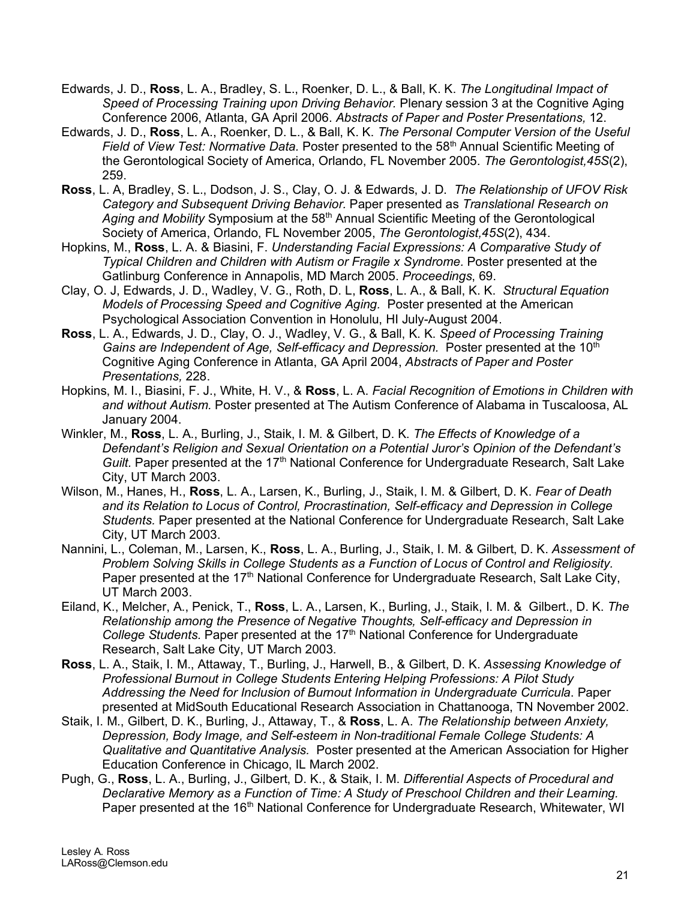Edwards, J. D., **Ross**, L. A., Bradley, S. L., Roenker, D. L., & Ball, K. K. *The Longitudinal Impact of Speed of Processing Training upon Driving Behavior.* Plenary session 3 at the Cognitive Aging Conference 2006, Atlanta, GA April 2006. *Abstracts of Paper and Poster Presentations,* 12.

Edwards, J. D., **Ross**, L. A., Roenker, D. L., & Ball, K. K. *The Personal Computer Version of the Useful Field of View Test: Normative Data.* Poster presented to the 58th Annual Scientific Meeting of the Gerontological Society of America, Orlando, FL November 2005. *The Gerontologist,45S*(2), 259.

**Ross**, L. A, Bradley, S. L., Dodson, J. S., Clay, O. J. & Edwards, J. D. *The Relationship of UFOV Risk Category and Subsequent Driving Behavior.* Paper presented as *Translational Research on Aging and Mobility* Symposium at the 58th Annual Scientific Meeting of the Gerontological Society of America, Orlando, FL November 2005, *The Gerontologist,45S*(2), 434.

Hopkins, M., **Ross**, L. A. & Biasini, F. *Understanding Facial Expressions: A Comparative Study of Typical Children and Children with Autism or Fragile x Syndrome.* Poster presented at the Gatlinburg Conference in Annapolis, MD March 2005. *Proceedings*, 69.

Clay, O. J, Edwards, J. D., Wadley, V. G., Roth, D. L, **Ross**, L. A., & Ball, K. K. *Structural Equation Models of Processing Speed and Cognitive Aging.* Poster presented at the American Psychological Association Convention in Honolulu, HI July-August 2004.

**Ross**, L. A., Edwards, J. D., Clay, O. J., Wadley, V. G., & Ball, K. K. *Speed of Processing Training Gains are Independent of Age, Self-efficacy and Depression.* Poster presented at the 10th Cognitive Aging Conference in Atlanta, GA April 2004, *Abstracts of Paper and Poster Presentations,* 228.

Hopkins, M. I., Biasini, F. J., White, H. V., & **Ross**, L. A. *Facial Recognition of Emotions in Children with and without Autism.* Poster presented at The Autism Conference of Alabama in Tuscaloosa, AL January 2004.

Winkler, M., **Ross**, L. A., Burling, J., Staik, I. M. & Gilbert, D. K. *The Effects of Knowledge of a Defendant's Religion and Sexual Orientation on a Potential Juror's Opinion of the Defendant's Guilt*. Paper presented at the 17th National Conference for Undergraduate Research, Salt Lake City, UT March 2003.

Wilson, M., Hanes, H., **Ross**, L. A., Larsen, K., Burling, J., Staik, I. M. & Gilbert, D. K. *Fear of Death and its Relation to Locus of Control, Procrastination, Self-efficacy and Depression in College Students.* Paper presented at the National Conference for Undergraduate Research, Salt Lake City, UT March 2003.

Nannini, L., Coleman, M., Larsen, K., **Ross**, L. A., Burling, J., Staik, I. M. & Gilbert, D. K. *Assessment of Problem Solving Skills in College Students as a Function of Locus of Control and Religiosity.* Paper presented at the 17th National Conference for Undergraduate Research, Salt Lake City, UT March 2003.

Eiland, K., Melcher, A., Penick, T., **Ross**, L. A., Larsen, K., Burling, J., Staik, I. M. & Gilbert., D. K. *The Relationship among the Presence of Negative Thoughts, Self-efficacy and Depression in College Students.* Paper presented at the 17th National Conference for Undergraduate Research, Salt Lake City, UT March 2003.

**Ross**, L. A., Staik, I. M., Attaway, T., Burling, J., Harwell, B., & Gilbert, D. K. *Assessing Knowledge of Professional Burnout in College Students Entering Helping Professions: A Pilot Study Addressing the Need for Inclusion of Burnout Information in Undergraduate Curricula*. Paper presented at MidSouth Educational Research Association in Chattanooga, TN November 2002.

Staik, I. M., Gilbert, D. K., Burling, J., Attaway, T., & **Ross**, L. A. *The Relationship between Anxiety, Depression, Body Image, and Self-esteem in Non-traditional Female College Students: A Qualitative and Quantitative Analysis.* Poster presented at the American Association for Higher Education Conference in Chicago, IL March 2002.

Pugh, G., **Ross**, L. A., Burling, J., Gilbert, D. K., & Staik, I. M. *Differential Aspects of Procedural and Declarative Memory as a Function of Time: A Study of Preschool Children and their Learning.* Paper presented at the 16th National Conference for Undergraduate Research, Whitewater, WI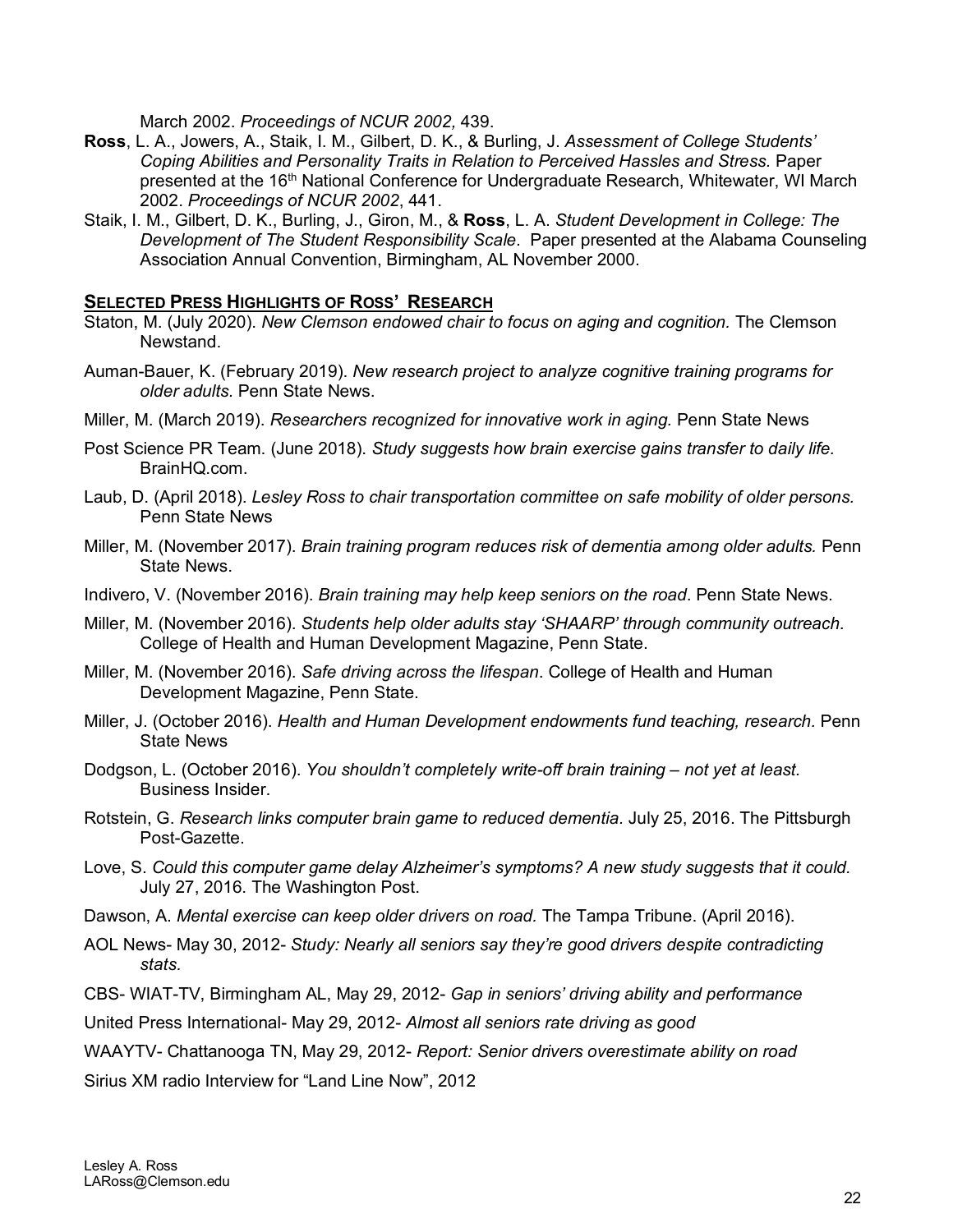March 2002. *Proceedings of NCUR 2002,* 439.

**Ross**, L. A., Jowers, A., Staik, I. M., Gilbert, D. K., & Burling, J. *Assessment of College Students' Coping Abilities and Personality Traits in Relation to Perceived Hassles and Stress.* Paper presented at the 16th National Conference for Undergraduate Research, Whitewater, WI March 2002. *Proceedings of NCUR 2002*, 441.

Staik, I. M., Gilbert, D. K., Burling, J., Giron, M., & **Ross**, L. A. *Student Development in College: The Development of The Student Responsibility Scale*. Paper presented at the Alabama Counseling Association Annual Convention, Birmingham, AL November 2000.

## SELECTED PRESS HIGHLIGHTS OF ROSS' RESEARCH

Staton, M. (July 2020). *New Clemson endowed chair to focus on aging and cognition.* The Clemson Newstand.

Auman-Bauer, K. (February 2019). *New research project to analyze cognitive training programs for older adults.* Penn State News.

Miller, M. (March 2019). *Researchers recognized for innovative work in aging.* Penn State News

Post Science PR Team. (June 2018). *Study suggests how brain exercise gains transfer to daily life.* BrainHQ.com.

Laub, D. (April 2018). *Lesley Ross to chair transportation committee on safe mobility of older persons.* Penn State News

Miller, M. (November 2017). *Brain training program reduces risk of dementia among older adults.* Penn State News.

Indivero, V. (November 2016). *Brain training may help keep seniors on the road*. Penn State News.

Miller, M. (November 2016). *Students help older adults stay 'SHAARP' through community outreach*. College of Health and Human Development Magazine, Penn State.

Miller, M. (November 2016). *Safe driving across the lifespan*. College of Health and Human Development Magazine, Penn State.

Miller, J. (October 2016). *Health and Human Development endowments fund teaching, research*. Penn State News

Dodgson, L. (October 2016). *You shouldn't completely write-off brain training – not yet at least.* Business Insider.

Rotstein, G. *Research links computer brain game to reduced dementia.* July 25, 2016. The Pittsburgh Post-Gazette.

Love, S. *Could this computer game delay Alzheimer's symptoms? A new study suggests that it could.* July 27, 2016. The Washington Post.

Dawson, A. *Mental exercise can keep older drivers on road.* The Tampa Tribune. (April 2016).

AOL News- May 30, 2012- *Study: Nearly all seniors say they're good drivers despite contradicting stats.*

CBS- WIAT-TV, Birmingham AL, May 29, 2012- *Gap in seniors' driving ability and performance*

United Press International- May 29, 2012- *Almost all seniors rate driving as good*

WAAYTV- Chattanooga TN, May 29, 2012- *Report: Senior drivers overestimate ability on road*

Sirius XM radio Interview for "Land Line Now", 2012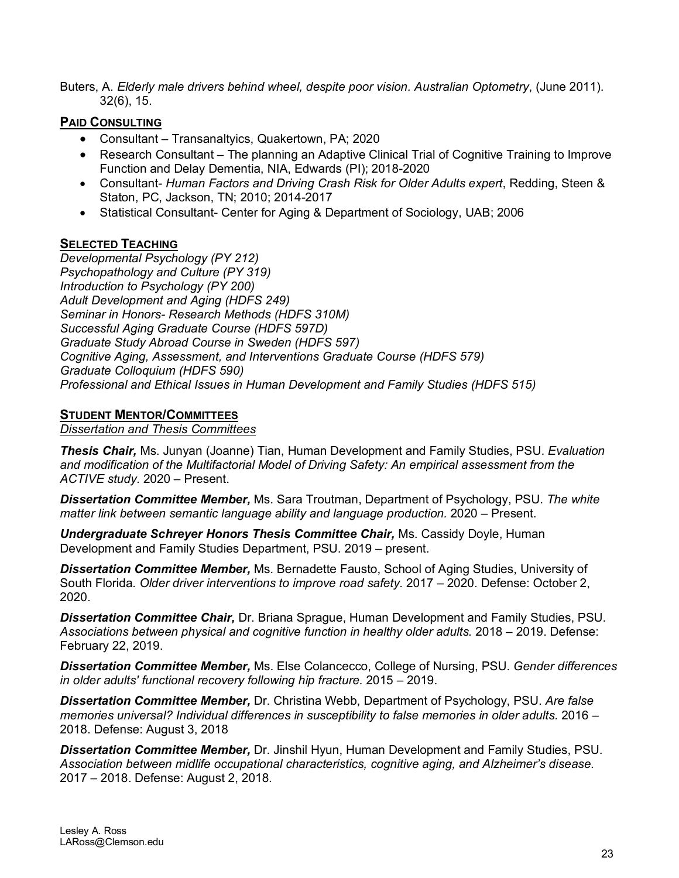Buters, A. *Elderly male drivers behind wheel, despite poor vision. Australian Optometry*, (June 2011). 32(6), 15.

## PAID CONSULTING

- Consultant – Transanaltyics, Quakertown, PA; 2020
- Research Consultant – The planning an Adaptive Clinical Trial of Cognitive Training to Improve Function and Delay Dementia, NIA, Edwards (PI); 2018-2020
- Consultant- *Human Factors and Driving Crash Risk for Older Adults expert*, Redding, Steen & Staton, PC, Jackson, TN; 2010; 2014-2017
- Statistical Consultant- Center for Aging & Department of Sociology, UAB; 2006

## SELECTED TEACHING

*Developmental Psychology (PY 212)*
*Psychopathology and Culture (PY 319)*
*Introduction to Psychology (PY 200)*
*Adult Development and Aging (HDFS 249)*
*Seminar in Honors- Research Methods (HDFS 310M)*
*Successful Aging Graduate Course (HDFS 597D)*
*Graduate Study Abroad Course in Sweden (HDFS 597)*
*Cognitive Aging, Assessment, and Interventions Graduate Course (HDFS 579)*
*Graduate Colloquium (HDFS 590)*
*Professional and Ethical Issues in Human Development and Family Studies (HDFS 515)*

## STUDENT MENTOR/COMMITTEES

*Dissertation and Thesis Committees*

***Thesis Chair,*** Ms. Junyan (Joanne) Tian, Human Development and Family Studies, PSU. *Evaluation and modification of the Multifactorial Model of Driving Safety: An empirical assessment from the ACTIVE study.* 2020 – Present.

***Dissertation Committee Member,*** Ms. Sara Troutman, Department of Psychology, PSU. *The white matter link between semantic language ability and language production.* 2020 – Present.

***Undergraduate Schreyer Honors Thesis Committee Chair,*** Ms. Cassidy Doyle, Human Development and Family Studies Department, PSU. 2019 – present.

***Dissertation Committee Member,*** Ms. Bernadette Fausto, School of Aging Studies, University of South Florida. *Older driver interventions to improve road safety.* 2017 – 2020. Defense: October 2, 2020.

***Dissertation Committee Chair,*** Dr. Briana Sprague, Human Development and Family Studies, PSU. *Associations between physical and cognitive function in healthy older adults.* 2018 – 2019. Defense: February 22, 2019.

***Dissertation Committee Member,*** Ms. Else Colancecco, College of Nursing, PSU. *Gender differences in older adults' functional recovery following hip fracture.* 2015 – 2019.

***Dissertation Committee Member,*** Dr. Christina Webb, Department of Psychology, PSU. *Are false memories universal? Individual differences in susceptibility to false memories in older adults.* 2016 – 2018. Defense: August 3, 2018

***Dissertation Committee Member,*** Dr. Jinshil Hyun, Human Development and Family Studies, PSU. *Association between midlife occupational characteristics, cognitive aging, and Alzheimer's disease.* 2017 – 2018. Defense: August 2, 2018.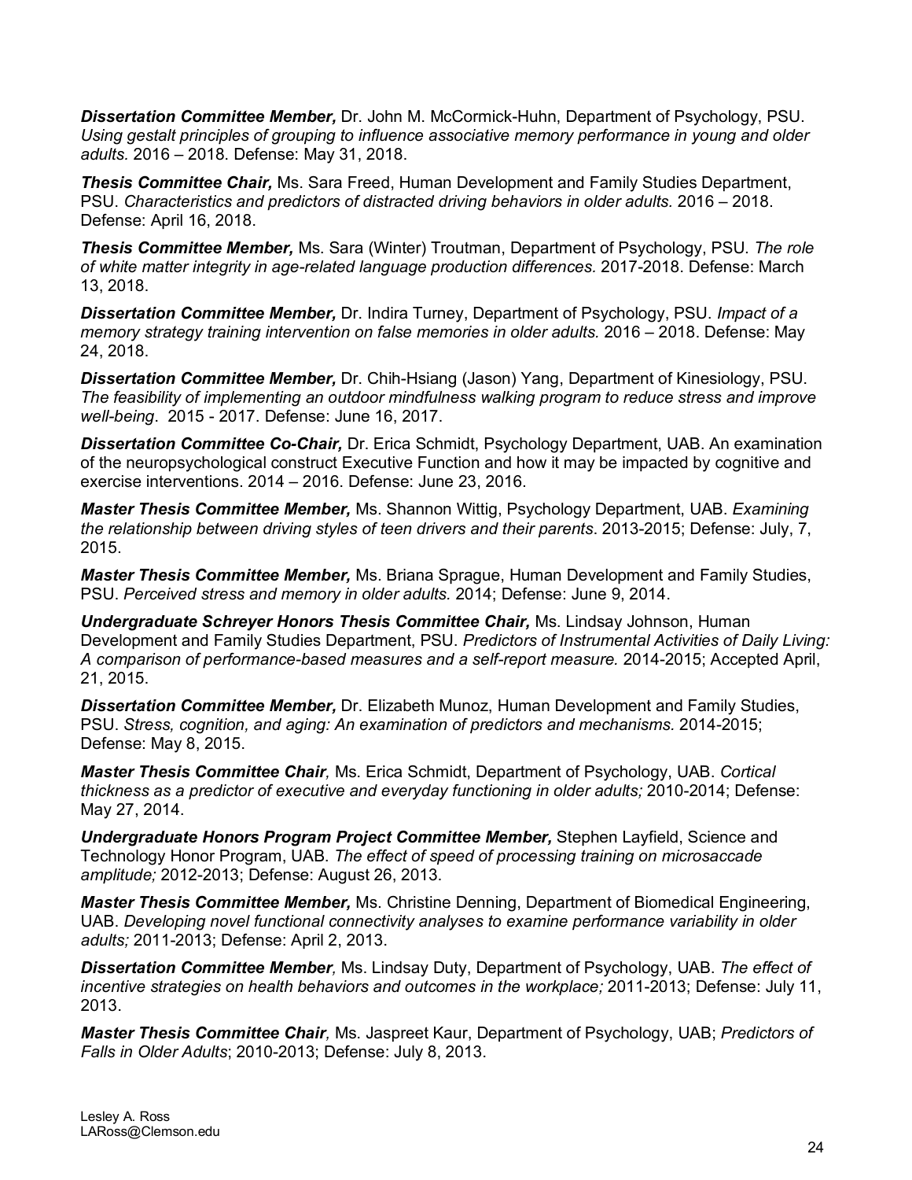***Dissertation Committee Member,*** Dr. John M. McCormick-Huhn, Department of Psychology, PSU. *Using gestalt principles of grouping to influence associative memory performance in young and older adults.* 2016 – 2018. Defense: May 31, 2018.

***Thesis Committee Chair,*** Ms. Sara Freed, Human Development and Family Studies Department, PSU. *Characteristics and predictors of distracted driving behaviors in older adults.* 2016 – 2018. Defense: April 16, 2018.

***Thesis Committee Member,*** Ms. Sara (Winter) Troutman, Department of Psychology, PSU. *The role of white matter integrity in age-related language production differences.* 2017-2018. Defense: March 13, 2018.

***Dissertation Committee Member,*** Dr. Indira Turney, Department of Psychology, PSU. *Impact of a memory strategy training intervention on false memories in older adults.* 2016 – 2018. Defense: May 24, 2018.

***Dissertation Committee Member,*** Dr. Chih-Hsiang (Jason) Yang, Department of Kinesiology, PSU. *The feasibility of implementing an outdoor mindfulness walking program to reduce stress and improve well-being*. 2015 - 2017. Defense: June 16, 2017.

***Dissertation Committee Co-Chair,*** Dr. Erica Schmidt, Psychology Department, UAB. An examination of the neuropsychological construct Executive Function and how it may be impacted by cognitive and exercise interventions. 2014 – 2016. Defense: June 23, 2016.

***Master Thesis Committee Member,*** Ms. Shannon Wittig, Psychology Department, UAB. *Examining the relationship between driving styles of teen drivers and their parents*. 2013-2015; Defense: July, 7, 2015.

***Master Thesis Committee Member,*** Ms. Briana Sprague, Human Development and Family Studies, PSU. *Perceived stress and memory in older adults.* 2014; Defense: June 9, 2014.

***Undergraduate Schreyer Honors Thesis Committee Chair,*** Ms. Lindsay Johnson, Human Development and Family Studies Department, PSU. *Predictors of Instrumental Activities of Daily Living: A comparison of performance-based measures and a self-report measure.* 2014-2015; Accepted April, 21, 2015.

***Dissertation Committee Member,*** Dr. Elizabeth Munoz, Human Development and Family Studies, PSU. *Stress, cognition, and aging: An examination of predictors and mechanisms.* 2014-2015; Defense: May 8, 2015.

***Master Thesis Committee Chair****,* Ms. Erica Schmidt, Department of Psychology, UAB. *Cortical thickness as a predictor of executive and everyday functioning in older adults;* 2010-2014; Defense: May 27, 2014.

***Undergraduate Honors Program Project Committee Member,*** Stephen Layfield, Science and Technology Honor Program, UAB. *The effect of speed of processing training on microsaccade amplitude;* 2012-2013; Defense: August 26, 2013.

***Master Thesis Committee Member,*** Ms. Christine Denning, Department of Biomedical Engineering, UAB. *Developing novel functional connectivity analyses to examine performance variability in older adults;* 2011-2013; Defense: April 2, 2013.

***Dissertation Committee Member****,* Ms. Lindsay Duty, Department of Psychology, UAB. *The effect of incentive strategies on health behaviors and outcomes in the workplace;* 2011-2013; Defense: July 11, 2013.

***Master Thesis Committee Chair****,* Ms. Jaspreet Kaur, Department of Psychology, UAB; *Predictors of Falls in Older Adults*; 2010-2013; Defense: July 8, 2013.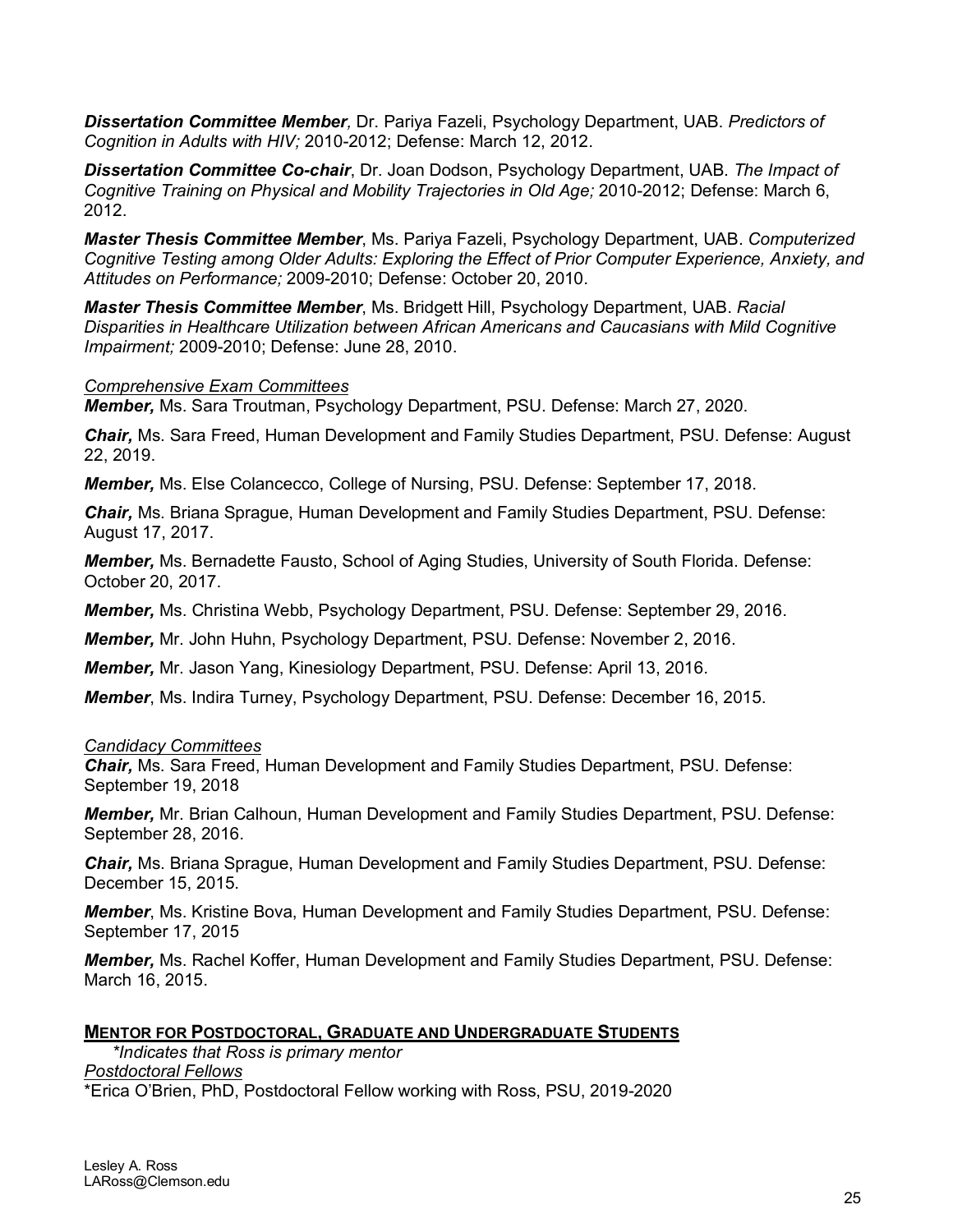***Dissertation Committee Member**, Dr. Pariya Fazeli, Psychology Department, UAB. Predictors of Cognition in Adults with HIV;* 2010-2012; Defense: March 12, 2012.

***Dissertation Committee Co-chair***, Dr. Joan Dodson, Psychology Department, UAB. *The Impact of Cognitive Training on Physical and Mobility Trajectories in Old Age;* 2010-2012; Defense: March 6, 2012.

***Master Thesis Committee Member***, Ms. Pariya Fazeli, Psychology Department, UAB. *Computerized Cognitive Testing among Older Adults: Exploring the Effect of Prior Computer Experience, Anxiety, and Attitudes on Performance;* 2009-2010; Defense: October 20, 2010.

***Master Thesis Committee Member***, Ms. Bridgett Hill, Psychology Department, UAB. *Racial Disparities in Healthcare Utilization between African Americans and Caucasians with Mild Cognitive Impairment;* 2009-2010; Defense: June 28, 2010.

*Comprehensive Exam Committees*

***Member,*** Ms. Sara Troutman, Psychology Department, PSU. Defense: March 27, 2020.

***Chair,*** Ms. Sara Freed, Human Development and Family Studies Department, PSU. Defense: August 22, 2019.

***Member,*** Ms. Else Colancecco, College of Nursing, PSU. Defense: September 17, 2018.

***Chair,*** Ms. Briana Sprague, Human Development and Family Studies Department, PSU. Defense: August 17, 2017.

***Member,*** Ms. Bernadette Fausto, School of Aging Studies, University of South Florida. Defense: October 20, 2017.

***Member,*** Ms. Christina Webb, Psychology Department, PSU. Defense: September 29, 2016.

***Member,*** Mr. John Huhn, Psychology Department, PSU. Defense: November 2, 2016.

***Member,*** Mr. Jason Yang, Kinesiology Department, PSU. Defense: April 13, 2016.

***Member***, Ms. Indira Turney, Psychology Department, PSU. Defense: December 16, 2015.

*Candidacy Committees*

***Chair,*** Ms. Sara Freed, Human Development and Family Studies Department, PSU. Defense: September 19, 2018

***Member,*** Mr. Brian Calhoun, Human Development and Family Studies Department, PSU. Defense: September 28, 2016.

***Chair,*** Ms. Briana Sprague, Human Development and Family Studies Department, PSU. Defense: December 15, 2015.

***Member***, Ms. Kristine Bova, Human Development and Family Studies Department, PSU. Defense: September 17, 2015

***Member,*** Ms. Rachel Koffer, Human Development and Family Studies Department, PSU. Defense: March 16, 2015.

## MENTOR FOR POSTDOCTORAL, GRADUATE AND UNDERGRADUATE STUDENTS

*\*Indicates that Ross is primary mentor*

*Postdoctoral Fellows*

*Erica O'Brien, PhD, Postdoctoral Fellow working with Ross, PSU, 2019-2020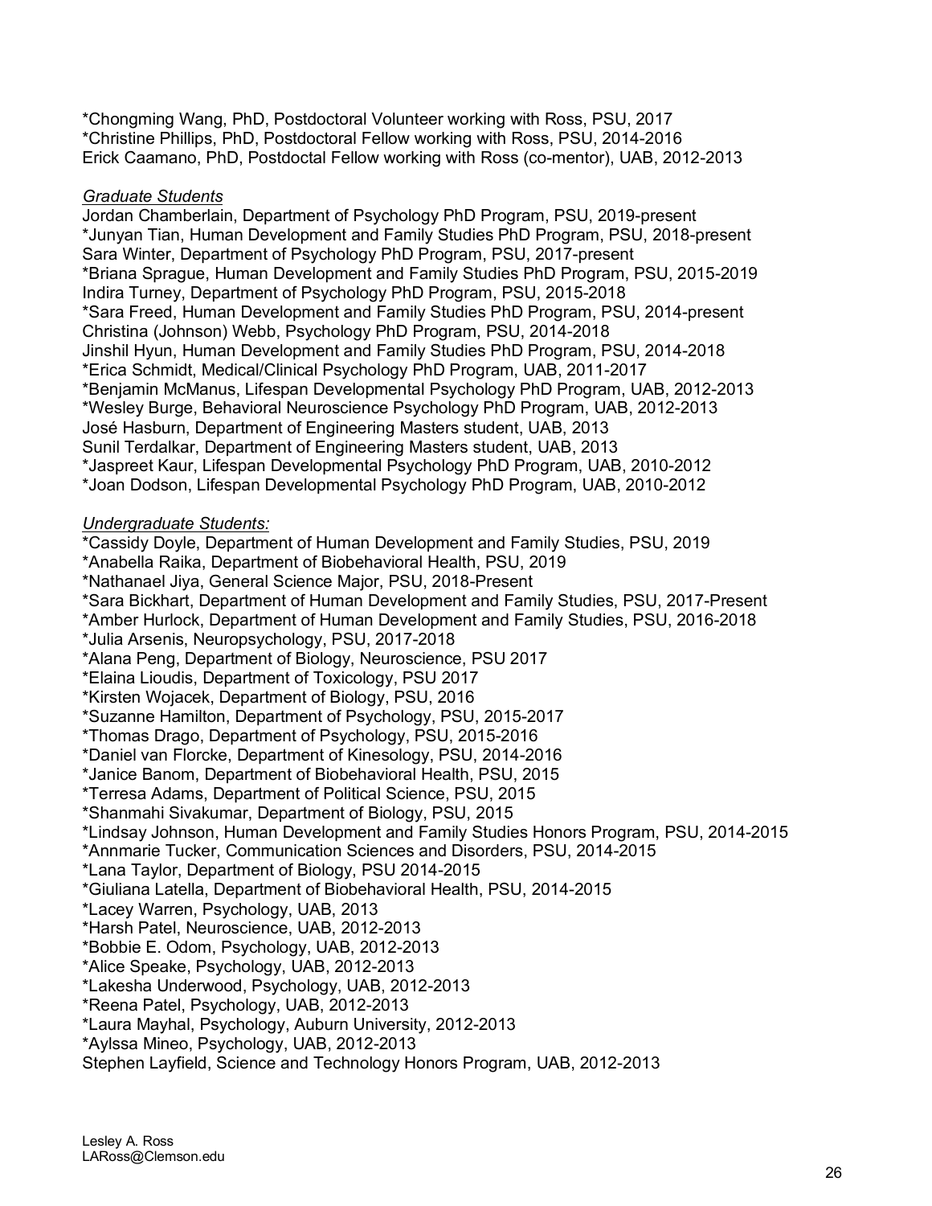*Chongming Wang, PhD, Postdoctoral Volunteer working with Ross, PSU, 2017
*Christine Phillips, PhD, Postdoctoral Fellow working with Ross, PSU, 2014-2016
Erick Caamano, PhD, Postdoctal Fellow working with Ross (co-mentor), UAB, 2012-2013

*Graduate Students*

Jordan Chamberlain, Department of Psychology PhD Program, PSU, 2019-present
*Junyan Tian, Human Development and Family Studies PhD Program, PSU, 2018-present
Sara Winter, Department of Psychology PhD Program, PSU, 2017-present
*Briana Sprague, Human Development and Family Studies PhD Program, PSU, 2015-2019
Indira Turney, Department of Psychology PhD Program, PSU, 2015-2018
*Sara Freed, Human Development and Family Studies PhD Program, PSU, 2014-present
Christina (Johnson) Webb, Psychology PhD Program, PSU, 2014-2018
Jinshil Hyun, Human Development and Family Studies PhD Program, PSU, 2014-2018
*Erica Schmidt, Medical/Clinical Psychology PhD Program, UAB, 2011-2017
*Benjamin McManus, Lifespan Developmental Psychology PhD Program, UAB, 2012-2013
*Wesley Burge, Behavioral Neuroscience Psychology PhD Program, UAB, 2012-2013
José Hasburn, Department of Engineering Masters student, UAB, 2013
Sunil Terdalkar, Department of Engineering Masters student, UAB, 2013
*Jaspreet Kaur, Lifespan Developmental Psychology PhD Program, UAB, 2010-2012
*Joan Dodson, Lifespan Developmental Psychology PhD Program, UAB, 2010-2012

*Undergraduate Students:*

*Cassidy Doyle, Department of Human Development and Family Studies, PSU, 2019
*Anabella Raika, Department of Biobehavioral Health, PSU, 2019
*Nathanael Jiya, General Science Major, PSU, 2018-Present
*Sara Bickhart, Department of Human Development and Family Studies, PSU, 2017-Present
*Amber Hurlock, Department of Human Development and Family Studies, PSU, 2016-2018
*Julia Arsenis, Neuropsychology, PSU, 2017-2018
*Alana Peng, Department of Biology, Neuroscience, PSU 2017
*Elaina Lioudis, Department of Toxicology, PSU 2017
*Kirsten Wojacek, Department of Biology, PSU, 2016
*Suzanne Hamilton, Department of Psychology, PSU, 2015-2017
*Thomas Drago, Department of Psychology, PSU, 2015-2016
*Daniel van Florcke, Department of Kinesology, PSU, 2014-2016
*Janice Banom, Department of Biobehavioral Health, PSU, 2015
*Terresa Adams, Department of Political Science, PSU, 2015
*Shanmahi Sivakumar, Department of Biology, PSU, 2015
*Lindsay Johnson, Human Development and Family Studies Honors Program, PSU, 2014-2015
*Annmarie Tucker, Communication Sciences and Disorders, PSU, 2014-2015
*Lana Taylor, Department of Biology, PSU 2014-2015
*Giuliana Latella, Department of Biobehavioral Health, PSU, 2014-2015
*Lacey Warren, Psychology, UAB, 2013
*Harsh Patel, Neuroscience, UAB, 2012-2013
*Bobbie E. Odom, Psychology, UAB, 2012-2013
*Alice Speake, Psychology, UAB, 2012-2013
*Lakesha Underwood, Psychology, UAB, 2012-2013
*Reena Patel, Psychology, UAB, 2012-2013
*Laura Mayhal, Psychology, Auburn University, 2012-2013
*Aylssa Mineo, Psychology, UAB, 2012-2013
Stephen Layfield, Science and Technology Honors Program, UAB, 2012-2013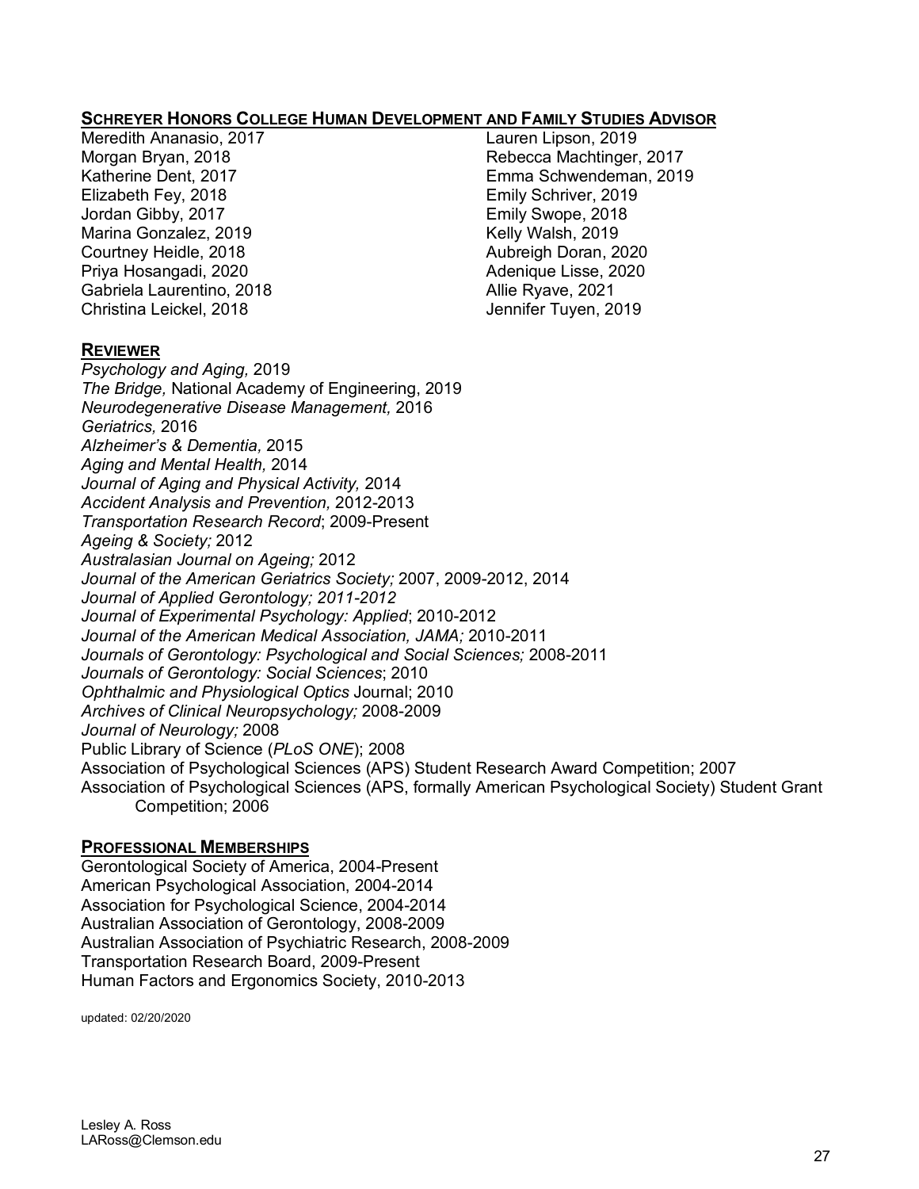## Schreyer Honors College Human Development and Family Studies Advisor

Meredith Ananasio, 2017
Morgan Bryan, 2018
Katherine Dent, 2017
Elizabeth Fey, 2018
Jordan Gibby, 2017
Marina Gonzalez, 2019
Courtney Heidle, 2018
Priya Hosangadi, 2020
Gabriela Laurentino, 2018
Christina Leickel, 2018
Lauren Lipson, 2019
Rebecca Machtinger, 2017
Emma Schwendeman, 2019
Emily Schriver, 2019
Emily Swope, 2018
Kelly Walsh, 2019
Aubreigh Doran, 2020
Adenique Lisse, 2020
Allie Ryave, 2021
Jennifer Tuyen, 2019

## Reviewer

*Psychology and Aging,* 2019
*The Bridge,* National Academy of Engineering, 2019
*Neurodegenerative Disease Management,* 2016
*Geriatrics,* 2016
*Alzheimer's & Dementia,* 2015
*Aging and Mental Health,* 2014
*Journal of Aging and Physical Activity,* 2014
*Accident Analysis and Prevention,* 2012-2013
*Transportation Research Record*; 2009-Present
*Ageing & Society;* 2012
*Australasian Journal on Ageing;* 2012
*Journal of the American Geriatrics Society;* 2007, 2009-2012, 2014
*Journal of Applied Gerontology; 2011-2012*
*Journal of Experimental Psychology: Applied*; 2010-2012
*Journal of the American Medical Association, JAMA;* 2010-2011
*Journals of Gerontology: Psychological and Social Sciences;* 2008-2011
*Journals of Gerontology: Social Sciences*; 2010
*Ophthalmic and Physiological Optics* Journal; 2010
*Archives of Clinical Neuropsychology;* 2008-2009
*Journal of Neurology;* 2008
Public Library of Science (*PLoS ONE*); 2008
Association of Psychological Sciences (APS) Student Research Award Competition; 2007
Association of Psychological Sciences (APS, formally American Psychological Society) Student Grant Competition; 2006

## Professional Memberships

Gerontological Society of America, 2004-Present
American Psychological Association, 2004-2014
Association for Psychological Science, 2004-2014
Australian Association of Gerontology, 2008-2009
Australian Association of Psychiatric Research, 2008-2009
Transportation Research Board, 2009-Present
Human Factors and Ergonomics Society, 2010-2013

updated: 02/20/2020